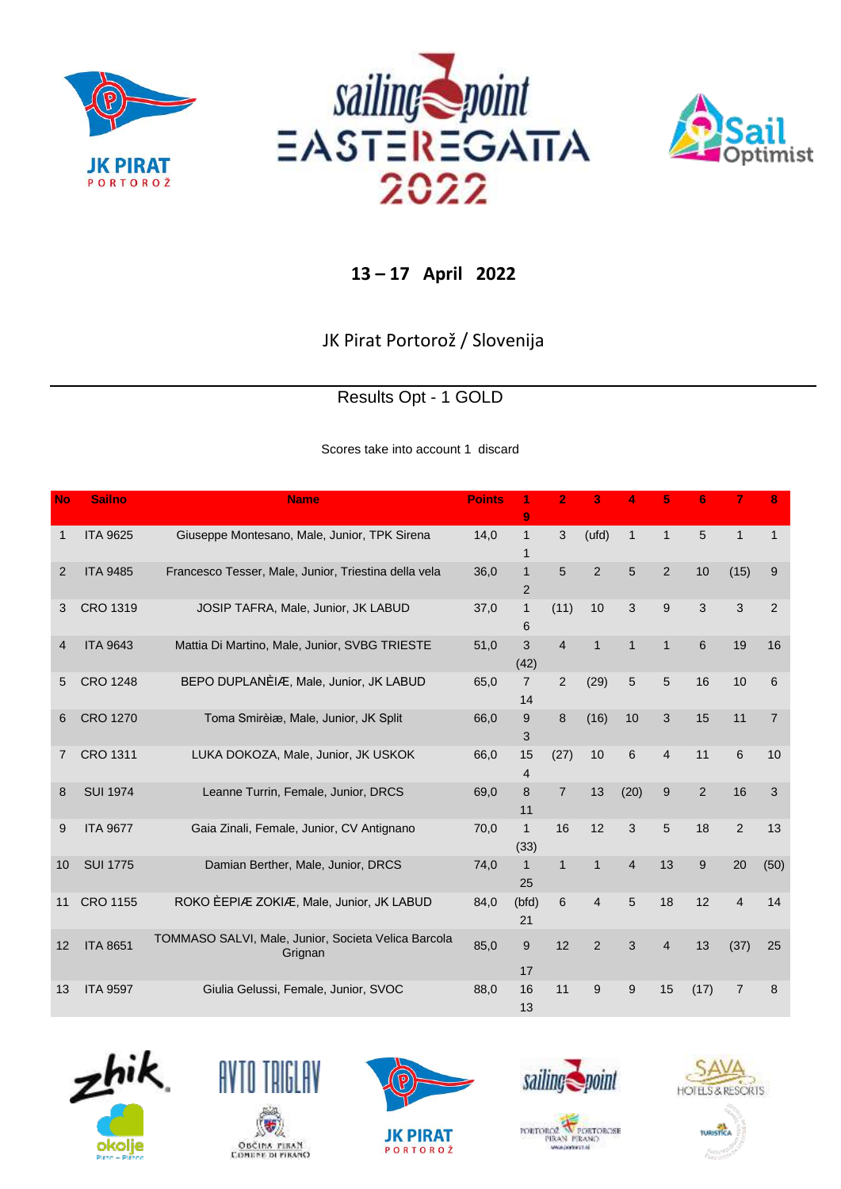JK PIRAT
PORTOROŽ

# sailing point EASTEREGATTA 2022

Sail Optimist

**13 – 17 April 2022**

JK Pirat Portorož / Slovenija

## Results Opt - 1 GOLD

Scores take into account 1 discard

| No | Sailno | Name | Points | 1 | 2 | 3 | 4 | 5 | 6 | 7 | 8 | 9 |
|---|---|---|---|---|---|---|---|---|---|---|---|---|
| 1 | ITA 9625 | Giuseppe Montesano, Male, Junior, TPK Sirena | 14,0 | 1 | 3 | (ufd) | 1 | 1 | 5 | 1 | 1 | 1 |
| 2 | ITA 9485 | Francesco Tesser, Male, Junior, Triestina della vela | 36,0 | 1 | 5 | 2 | 5 | 2 | 10 | (15) | 9 | 2 |
| 3 | CRO 1319 | JOSIP TAFRA, Male, Junior, JK LABUD | 37,0 | 1 | (11) | 10 | 3 | 9 | 3 | 3 | 2 | 6 |
| 4 | ITA 9643 | Mattia Di Martino, Male, Junior, SVBG TRIESTE | 51,0 | 3 | 4 | 1 | 1 | 1 | 6 | 19 | 16 | (42) |
| 5 | CRO 1248 | BEPO DUPLANÈIÆ, Male, Junior, JK LABUD | 65,0 | 7 | 2 | (29) | 5 | 5 | 16 | 10 | 6 | 14 |
| 6 | CRO 1270 | Toma Smirèiæ, Male, Junior, JK Split | 66,0 | 9 | 8 | (16) | 10 | 3 | 15 | 11 | 7 | 3 |
| 7 | CRO 1311 | LUKA DOKOZA, Male, Junior, JK USKOK | 66,0 | 15 | (27) | 10 | 6 | 4 | 11 | 6 | 10 | 4 |
| 8 | SUI 1974 | Leanne Turrin, Female, Junior, DRCS | 69,0 | 8 | 7 | 13 | (20) | 9 | 2 | 16 | 3 | 11 |
| 9 | ITA 9677 | Gaia Zinali, Female, Junior, CV Antignano | 70,0 | 1 | 16 | 12 | 3 | 5 | 18 | 2 | 13 | (33) |
| 10 | SUI 1775 | Damian Berther, Male, Junior, DRCS | 74,0 | 1 | 1 | 1 | 4 | 13 | 9 | 20 | (50) | 25 |
| 11 | CRO 1155 | ROKO ÈEPIÆ ZOKIÆ, Male, Junior, JK LABUD | 84,0 | (bfd) | 6 | 4 | 5 | 18 | 12 | 4 | 14 | 21 |
| 12 | ITA 8651 | TOMMASO SALVI, Male, Junior, Societa Velica Barcola Grignan | 85,0 | 9 | 12 | 2 | 3 | 4 | 13 | (37) | 25 | 17 |
| 13 | ITA 9597 | Giulia Gelussi, Female, Junior, SVOC | 88,0 | 16 | 11 | 9 | 9 | 15 | (17) | 7 | 8 | 13 |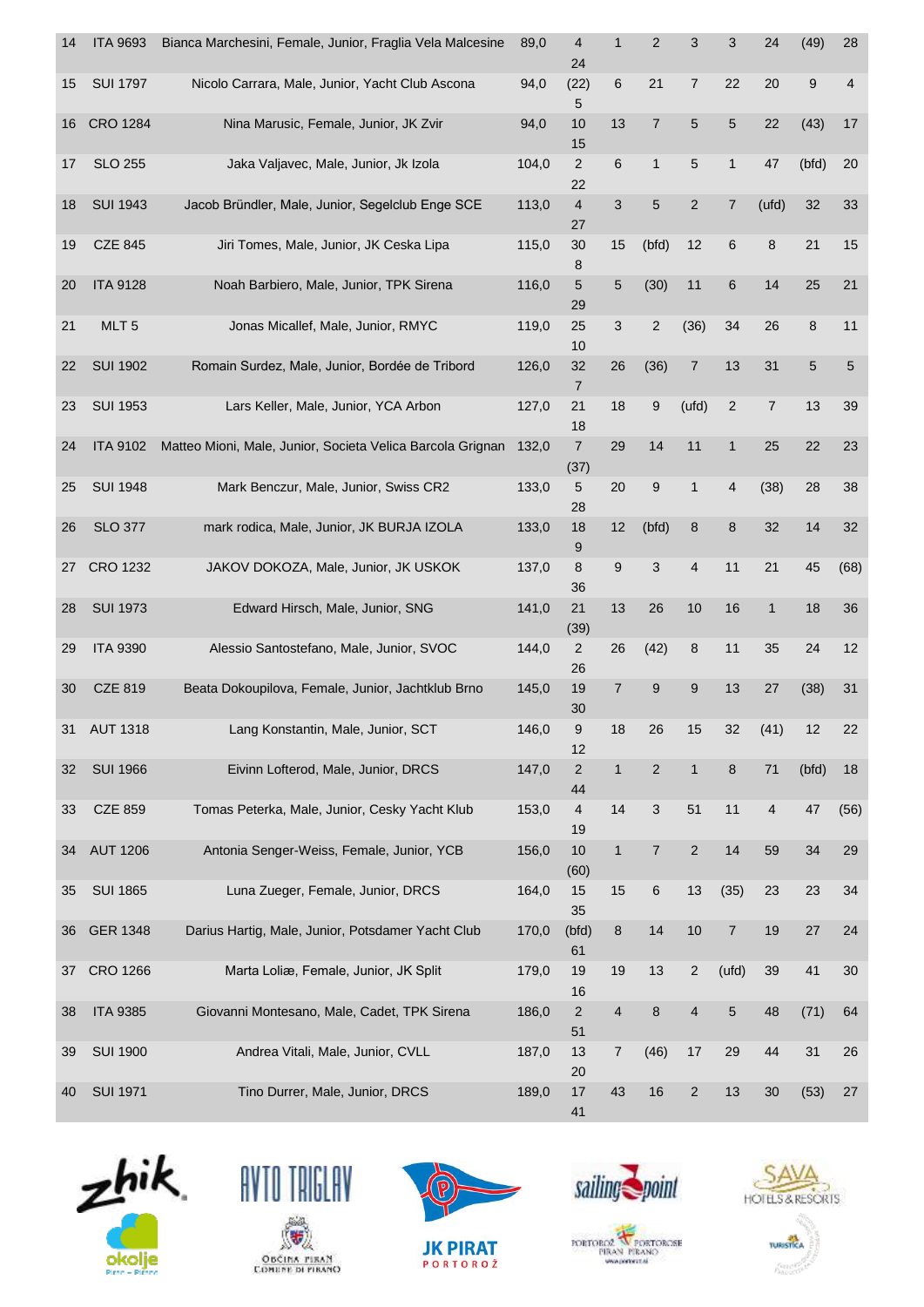| | | | | | | | | | | | | |
|---|---|---|---|---|---|---|---|---|---|---|---|---|
| 14 | ITA 9693 | Bianca Marchesini, Female, Junior, Fraglia Vela Malcesine | 89,0 | 4 24 | 1 | 2 | 3 | 3 | 24 | (49) | 28 |
| 15 | SUI 1797 | Nicolo Carrara, Male, Junior, Yacht Club Ascona | 94,0 | (22) 5 | 6 | 21 | 7 | 22 | 20 | 9 | 4 |
| 16 | CRO 1284 | Nina Marusic, Female, Junior, JK Zvir | 94,0 | 10 15 | 13 | 7 | 5 | 5 | 22 | (43) | 17 |
| 17 | SLO 255 | Jaka Valjavec, Male, Junior, Jk Izola | 104,0 | 2 22 | 6 | 1 | 5 | 1 | 47 | (bfd) | 20 |
| 18 | SUI 1943 | Jacob Bründler, Male, Junior, Segelclub Enge SCE | 113,0 | 4 27 | 3 | 5 | 2 | 7 | (ufd) | 32 | 33 |
| 19 | CZE 845 | Jiri Tomes, Male, Junior, JK Ceska Lipa | 115,0 | 30 8 | 15 | (bfd) | 12 | 6 | 8 | 21 | 15 |
| 20 | ITA 9128 | Noah Barbiero, Male, Junior, TPK Sirena | 116,0 | 5 29 | 5 | (30) | 11 | 6 | 14 | 25 | 21 |
| 21 | MLT 5 | Jonas Micallef, Male, Junior, RMYC | 119,0 | 25 10 | 3 | 2 | (36) | 34 | 26 | 8 | 11 |
| 22 | SUI 1902 | Romain Surdez, Male, Junior, Bordée de Tribord | 126,0 | 32 7 | 26 | (36) | 7 | 13 | 31 | 5 | 5 |
| 23 | SUI 1953 | Lars Keller, Male, Junior, YCA Arbon | 127,0 | 21 18 | 18 | 9 | (ufd) | 2 | 7 | 13 | 39 |
| 24 | ITA 9102 | Matteo Mioni, Male, Junior, Societa Velica Barcola Grignan | 132,0 | 7 (37) | 29 | 14 | 11 | 1 | 25 | 22 | 23 |
| 25 | SUI 1948 | Mark Benczur, Male, Junior, Swiss CR2 | 133,0 | 5 28 | 20 | 9 | 1 | 4 | (38) | 28 | 38 |
| 26 | SLO 377 | mark rodica, Male, Junior, JK BURJA IZOLA | 133,0 | 18 9 | 12 | (bfd) | 8 | 8 | 32 | 14 | 32 |
| 27 | CRO 1232 | JAKOV DOKOZA, Male, Junior, JK USKOK | 137,0 | 8 36 | 9 | 3 | 4 | 11 | 21 | 45 | (68) |
| 28 | SUI 1973 | Edward Hirsch, Male, Junior, SNG | 141,0 | 21 (39) | 13 | 26 | 10 | 16 | 1 | 18 | 36 |
| 29 | ITA 9390 | Alessio Santostefano, Male, Junior, SVOC | 144,0 | 2 26 | 26 | (42) | 8 | 11 | 35 | 24 | 12 |
| 30 | CZE 819 | Beata Dokoupilova, Female, Junior, Jachtklub Brno | 145,0 | 19 30 | 7 | 9 | 9 | 13 | 27 | (38) | 31 |
| 31 | AUT 1318 | Lang Konstantin, Male, Junior, SCT | 146,0 | 9 12 | 18 | 26 | 15 | 32 | (41) | 12 | 22 |
| 32 | SUI 1966 | Eivinn Lofterod, Male, Junior, DRCS | 147,0 | 2 44 | 1 | 2 | 1 | 8 | 71 | (bfd) | 18 |
| 33 | CZE 859 | Tomas Peterka, Male, Junior, Cesky Yacht Klub | 153,0 | 4 19 | 14 | 3 | 51 | 11 | 4 | 47 | (56) |
| 34 | AUT 1206 | Antonia Senger-Weiss, Female, Junior, YCB | 156,0 | 10 (60) | 1 | 7 | 2 | 14 | 59 | 34 | 29 |
| 35 | SUI 1865 | Luna Zueger, Female, Junior, DRCS | 164,0 | 15 35 | 15 | 6 | 13 | (35) | 23 | 23 | 34 |
| 36 | GER 1348 | Darius Hartig, Male, Junior, Potsdamer Yacht Club | 170,0 | (bfd) 61 | 8 | 14 | 10 | 7 | 19 | 27 | 24 |
| 37 | CRO 1266 | Marta Loliæ, Female, Junior, JK Split | 179,0 | 19 16 | 19 | 13 | 2 | (ufd) | 39 | 41 | 30 |
| 38 | ITA 9385 | Giovanni Montesano, Male, Cadet, TPK Sirena | 186,0 | 2 51 | 4 | 8 | 4 | 5 | 48 | (71) | 64 |
| 39 | SUI 1900 | Andrea Vitali, Male, Junior, CVLL | 187,0 | 13 20 | 7 | (46) | 17 | 29 | 44 | 31 | 26 |
| 40 | SUI 1971 | Tino Durrer, Male, Junior, DRCS | 189,0 | 17 41 | 43 | 16 | 2 | 13 | 30 | (53) | 27 |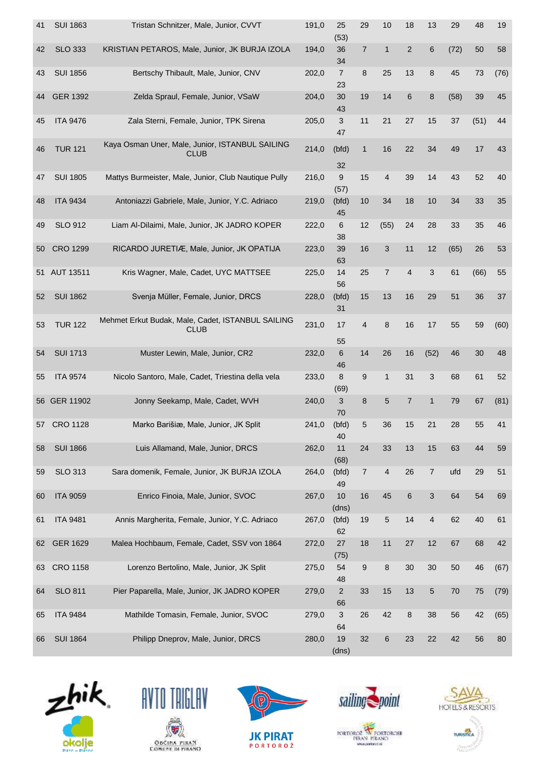| | | | | | | | | | | | | |
|---|---|---|---|---|---|---|---|---|---|---|---|---|
| 41 | SUI 1863 | Tristan Schnitzer, Male, Junior, CVVT | 191,0 | 25 (53) | 29 | 10 | 18 | 13 | 29 | 48 | 19 |
| 42 | SLO 333 | KRISTIAN PETAROS, Male, Junior, JK BURJA IZOLA | 194,0 | 36 34 | 7 | 1 | 2 | 6 | (72) | 50 | 58 |
| 43 | SUI 1856 | Bertschy Thibault, Male, Junior, CNV | 202,0 | 7 23 | 8 | 25 | 13 | 8 | 45 | 73 | (76) |
| 44 | GER 1392 | Zelda Spraul, Female, Junior, VSaW | 204,0 | 30 43 | 19 | 14 | 6 | 8 | (58) | 39 | 45 |
| 45 | ITA 9476 | Zala Sterni, Female, Junior, TPK Sirena | 205,0 | 3 47 | 11 | 21 | 27 | 15 | 37 | (51) | 44 |
| 46 | TUR 121 | Kaya Osman Uner, Male, Junior, ISTANBUL SAILING CLUB | 214,0 | (bfd) 32 | 1 | 16 | 22 | 34 | 49 | 17 | 43 |
| 47 | SUI 1805 | Mattys Burmeister, Male, Junior, Club Nautique Pully | 216,0 | 9 (57) | 15 | 4 | 39 | 14 | 43 | 52 | 40 |
| 48 | ITA 9434 | Antoniazzi Gabriele, Male, Junior, Y.C. Adriaco | 219,0 | (bfd) 45 | 10 | 34 | 18 | 10 | 34 | 33 | 35 |
| 49 | SLO 912 | Liam Al-Dilaimi, Male, Junior, JK JADRO KOPER | 222,0 | 6 38 | 12 | (55) | 24 | 28 | 33 | 35 | 46 |
| 50 | CRO 1299 | RICARDO JURETIÆ, Male, Junior, JK OPATIJA | 223,0 | 39 63 | 16 | 3 | 11 | 12 | (65) | 26 | 53 |
| 51 | AUT 13511 | Kris Wagner, Male, Cadet, UYC MATTSEE | 225,0 | 14 56 | 25 | 7 | 4 | 3 | 61 | (66) | 55 |
| 52 | SUI 1862 | Svenja Müller, Female, Junior, DRCS | 228,0 | (bfd) 31 | 15 | 13 | 16 | 29 | 51 | 36 | 37 |
| 53 | TUR 122 | Mehmet Erkut Budak, Male, Cadet, ISTANBUL SAILING CLUB | 231,0 | 17 55 | 4 | 8 | 16 | 17 | 55 | 59 | (60) |
| 54 | SUI 1713 | Muster Lewin, Male, Junior, CR2 | 232,0 | 6 46 | 14 | 26 | 16 | (52) | 46 | 30 | 48 |
| 55 | ITA 9574 | Nicolo Santoro, Male, Cadet, Triestina della vela | 233,0 | 8 (69) | 9 | 1 | 31 | 3 | 68 | 61 | 52 |
| 56 | GER 11902 | Jonny Seekamp, Male, Cadet, WVH | 240,0 | 3 70 | 8 | 5 | 7 | 1 | 79 | 67 | (81) |
| 57 | CRO 1128 | Marko Barišiæ, Male, Junior, JK Split | 241,0 | (bfd) 40 | 5 | 36 | 15 | 21 | 28 | 55 | 41 |
| 58 | SUI 1866 | Luis Allamand, Male, Junior, DRCS | 262,0 | 11 (68) | 24 | 33 | 13 | 15 | 63 | 44 | 59 |
| 59 | SLO 313 | Sara domenik, Female, Junior, JK BURJA IZOLA | 264,0 | (bfd) 49 | 7 | 4 | 26 | 7 | ufd | 29 | 51 |
| 60 | ITA 9059 | Enrico Finoia, Male, Junior, SVOC | 267,0 | 10 (dns) | 16 | 45 | 6 | 3 | 64 | 54 | 69 |
| 61 | ITA 9481 | Annis Margherita, Female, Junior, Y.C. Adriaco | 267,0 | (bfd) 62 | 19 | 5 | 14 | 4 | 62 | 40 | 61 |
| 62 | GER 1629 | Malea Hochbaum, Female, Cadet, SSV von 1864 | 272,0 | 27 (75) | 18 | 11 | 27 | 12 | 67 | 68 | 42 |
| 63 | CRO 1158 | Lorenzo Bertolino, Male, Junior, JK Split | 275,0 | 54 48 | 9 | 8 | 30 | 30 | 50 | 46 | (67) |
| 64 | SLO 811 | Pier Paparella, Male, Junior, JK JADRO KOPER | 279,0 | 2 66 | 33 | 15 | 13 | 5 | 70 | 75 | (79) |
| 65 | ITA 9484 | Mathilde Tomasin, Female, Junior, SVOC | 279,0 | 3 64 | 26 | 42 | 8 | 38 | 56 | 42 | (65) |
| 66 | SUI 1864 | Philipp Dneprov, Male, Junior, DRCS | 280,0 | 19 (dns) | 32 | 6 | 23 | 22 | 42 | 56 | 80 |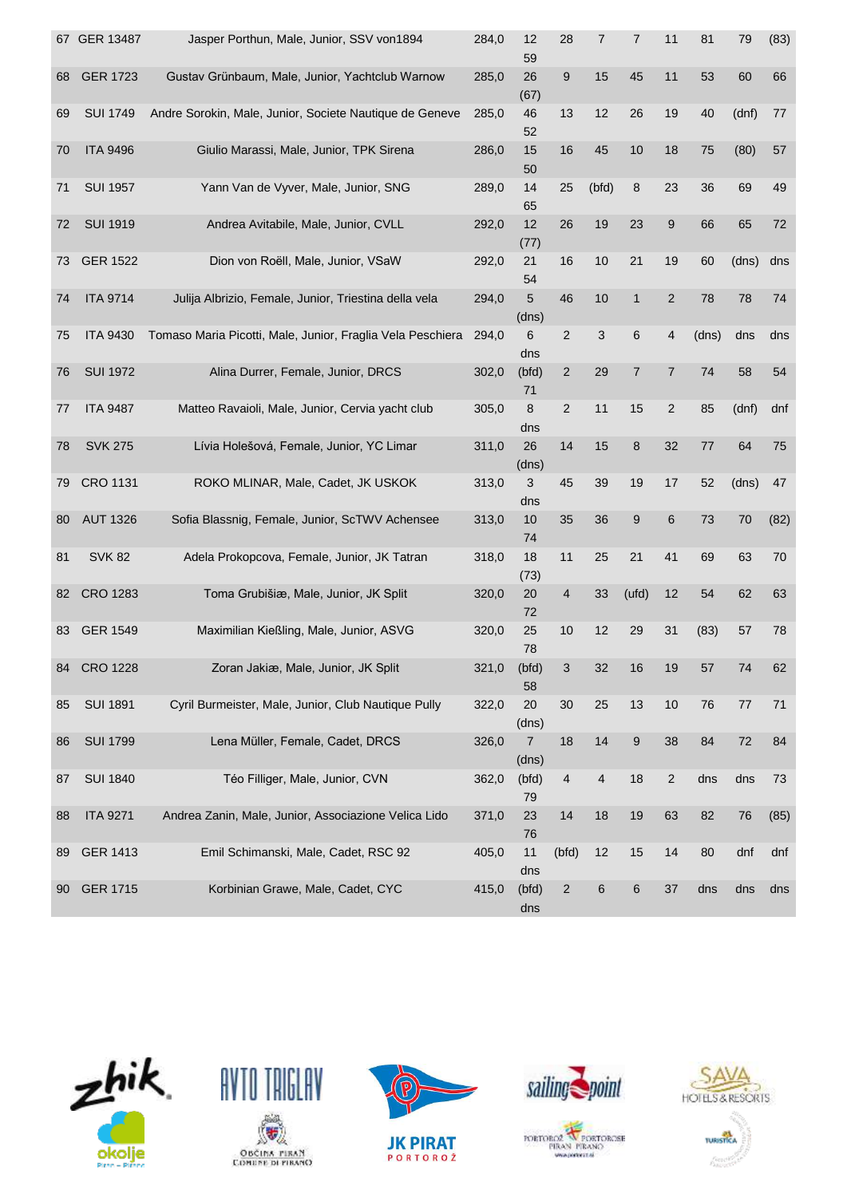| | | | | | | | | | | | | |
|---|---|---|---|---|---|---|---|---|---|---|---|---|
| 67 | GER 13487 | Jasper Porthun, Male, Junior, SSV von1894 | 284,0 | 12 59 | 28 | 7 | 7 | 11 | 81 | 79 | (83) |
| 68 | GER 1723 | Gustav Grünbaum, Male, Junior, Yachtclub Warnow | 285,0 | 26 (67) | 9 | 15 | 45 | 11 | 53 | 60 | 66 |
| 69 | SUI 1749 | Andre Sorokin, Male, Junior, Societe Nautique de Geneve | 285,0 | 46 52 | 13 | 12 | 26 | 19 | 40 | (dnf) | 77 |
| 70 | ITA 9496 | Giulio Marassi, Male, Junior, TPK Sirena | 286,0 | 15 50 | 16 | 45 | 10 | 18 | 75 | (80) | 57 |
| 71 | SUI 1957 | Yann Van de Vyver, Male, Junior, SNG | 289,0 | 14 65 | 25 | (bfd) | 8 | 23 | 36 | 69 | 49 |
| 72 | SUI 1919 | Andrea Avitabile, Male, Junior, CVLL | 292,0 | 12 (77) | 26 | 19 | 23 | 9 | 66 | 65 | 72 |
| 73 | GER 1522 | Dion von Roëll, Male, Junior, VSaW | 292,0 | 21 54 | 16 | 10 | 21 | 19 | 60 | (dns) | dns |
| 74 | ITA 9714 | Julija Albrizio, Female, Junior, Triestina della vela | 294,0 | 5 (dns) | 46 | 10 | 1 | 2 | 78 | 78 | 74 |
| 75 | ITA 9430 | Tomaso Maria Picotti, Male, Junior, Fraglia Vela Peschiera | 294,0 | 6 dns | 2 | 3 | 6 | 4 | (dns) | dns | dns |
| 76 | SUI 1972 | Alina Durrer, Female, Junior, DRCS | 302,0 | (bfd) 71 | 2 | 29 | 7 | 7 | 74 | 58 | 54 |
| 77 | ITA 9487 | Matteo Ravaioli, Male, Junior, Cervia yacht club | 305,0 | 8 dns | 2 | 11 | 15 | 2 | 85 | (dnf) | dnf |
| 78 | SVK 275 | Lívia Holešová, Female, Junior, YC Limar | 311,0 | 26 (dns) | 14 | 15 | 8 | 32 | 77 | 64 | 75 |
| 79 | CRO 1131 | ROKO MLINAR, Male, Cadet, JK USKOK | 313,0 | 3 dns | 45 | 39 | 19 | 17 | 52 | (dns) | 47 |
| 80 | AUT 1326 | Sofia Blassnig, Female, Junior, ScTWV Achensee | 313,0 | 10 74 | 35 | 36 | 9 | 6 | 73 | 70 | (82) |
| 81 | SVK 82 | Adela Prokopcova, Female, Junior, JK Tatran | 318,0 | 18 (73) | 11 | 25 | 21 | 41 | 69 | 63 | 70 |
| 82 | CRO 1283 | Toma Grubišiæ, Male, Junior, JK Split | 320,0 | 20 72 | 4 | 33 | (ufd) | 12 | 54 | 62 | 63 |
| 83 | GER 1549 | Maximilian Kießling, Male, Junior, ASVG | 320,0 | 25 78 | 10 | 12 | 29 | 31 | (83) | 57 | 78 |
| 84 | CRO 1228 | Zoran Jakiæ, Male, Junior, JK Split | 321,0 | (bfd) 58 | 3 | 32 | 16 | 19 | 57 | 74 | 62 |
| 85 | SUI 1891 | Cyril Burmeister, Male, Junior, Club Nautique Pully | 322,0 | 20 (dns) | 30 | 25 | 13 | 10 | 76 | 77 | 71 |
| 86 | SUI 1799 | Lena Müller, Female, Cadet, DRCS | 326,0 | 7 (dns) | 18 | 14 | 9 | 38 | 84 | 72 | 84 |
| 87 | SUI 1840 | Téo Filliger, Male, Junior, CVN | 362,0 | (bfd) 79 | 4 | 4 | 18 | 2 | dns | dns | 73 |
| 88 | ITA 9271 | Andrea Zanin, Male, Junior, Associazione Velica Lido | 371,0 | 23 76 | 14 | 18 | 19 | 63 | 82 | 76 | (85) |
| 89 | GER 1413 | Emil Schimanski, Male, Cadet, RSC 92 | 405,0 | 11 dns | (bfd) | 12 | 15 | 14 | 80 | dnf | dnf |
| 90 | GER 1715 | Korbinian Grawe, Male, Cadet, CYC | 415,0 | (bfd) dns | 2 | 6 | 6 | 37 | dns | dns | dns |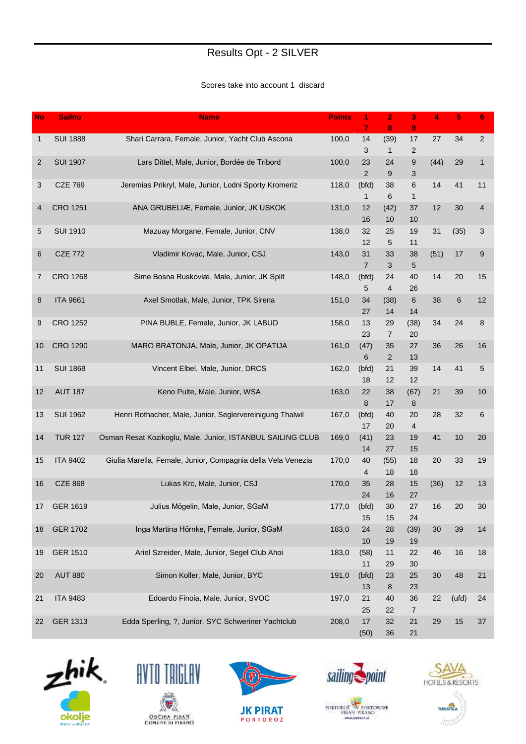# Results Opt - 2 SILVER

Scores take into account 1 discard

| No | Sailno | Name | Points | 1<br>7 | 2<br>8 | 3<br>9 | 4 | 5 | 6 |
|---|---|---|---|---|---|---|---|---|---|
| 1 | SUI 1888 | Shari Carrara, Female, Junior, Yacht Club Ascona | 100,0 | 14<br>3 | (39)<br>1 | 17<br>2 | 27 | 34 | 2 |
| 2 | SUI 1907 | Lars Dittel, Male, Junior, Bordée de Tribord | 100,0 | 23<br>2 | 24<br>9 | 9<br>3 | (44) | 29 | 1 |
| 3 | CZE 769 | Jeremias Prikryl, Male, Junior, Lodni Sporty Kromeriz | 118,0 | (bfd)<br>1 | 38<br>6 | 6<br>1 | 14 | 41 | 11 |
| 4 | CRO 1251 | ANA GRUBELIÆ, Female, Junior, JK USKOK | 131,0 | 12<br>16 | (42)<br>10 | 37<br>10 | 12 | 30 | 4 |
| 5 | SUI 1910 | Mazuay Morgane, Female, Junior, CNV | 138,0 | 32<br>12 | 25<br>5 | 19<br>11 | 31 | (35) | 3 |
| 6 | CZE 772 | Vladimir Kovac, Male, Junior, CSJ | 143,0 | 31<br>7 | 33<br>3 | 38<br>5 | (51) | 17 | 9 |
| 7 | CRO 1268 | Šime Bosna Ruskoviæ, Male, Junior, JK Split | 148,0 | (bfd)<br>5 | 24<br>4 | 40<br>26 | 14 | 20 | 15 |
| 8 | ITA 9661 | Axel Smotlak, Male, Junior, TPK Sirena | 151,0 | 34<br>27 | (38)<br>14 | 6<br>14 | 38 | 6 | 12 |
| 9 | CRO 1252 | PINA BUBLE, Female, Junior, JK LABUD | 158,0 | 13<br>23 | 29<br>7 | (38)<br>20 | 34 | 24 | 8 |
| 10 | CRO 1290 | MARO BRATONJA, Male, Junior, JK OPATIJA | 161,0 | (47)<br>6 | 35<br>2 | 27<br>13 | 36 | 26 | 16 |
| 11 | SUI 1868 | Vincent Elbel, Male, Junior, DRCS | 162,0 | (bfd)<br>18 | 21<br>12 | 39<br>12 | 14 | 41 | 5 |
| 12 | AUT 187 | Keno Pulte, Male, Junior, WSA | 163,0 | 22<br>8 | 38<br>17 | (67)<br>8 | 21 | 39 | 10 |
| 13 | SUI 1962 | Henri Rothacher, Male, Junior, Seglervereinigung Thalwil | 167,0 | (bfd)<br>17 | 40<br>20 | 20<br>4 | 28 | 32 | 6 |
| 14 | TUR 127 | Osman Resat Kozikoglu, Male, Junior, ISTANBUL SAILING CLUB | 169,0 | (41)<br>14 | 23<br>27 | 19<br>15 | 41 | 10 | 20 |
| 15 | ITA 9402 | Giulia Marella, Female, Junior, Compagnia della Vela Venezia | 170,0 | 40<br>4 | (55)<br>18 | 18<br>18 | 20 | 33 | 19 |
| 16 | CZE 868 | Lukas Krc, Male, Junior, CSJ | 170,0 | 35<br>24 | 28<br>16 | 15<br>27 | (36) | 12 | 13 |
| 17 | GER 1619 | Julius Mögelin, Male, Junior, SGaM | 177,0 | (bfd)<br>15 | 30<br>15 | 27<br>24 | 16 | 20 | 30 |
| 18 | GER 1702 | Inga Martina Hörnke, Female, Junior, SGaM | 183,0 | 24<br>10 | 28<br>19 | (39)<br>19 | 30 | 39 | 14 |
| 19 | GER 1510 | Ariel Szreider, Male, Junior, Segel Club Ahoi | 183,0 | (58)<br>11 | 11<br>29 | 22<br>30 | 46 | 16 | 18 |
| 20 | AUT 880 | Simon Koller, Male, Junior, BYC | 191,0 | (bfd)<br>13 | 23<br>8 | 25<br>23 | 30 | 48 | 21 |
| 21 | ITA 9483 | Edoardo Finoia, Male, Junior, SVOC | 197,0 | 21<br>25 | 40<br>22 | 36<br>7 | 22 | (ufd) | 24 |
| 22 | GER 1313 | Edda Sperling, ?, Junior, SYC Schweriner Yachtclub | 208,0 | 17<br>(50) | 32<br>36 | 21<br>21 | 29 | 15 | 37 |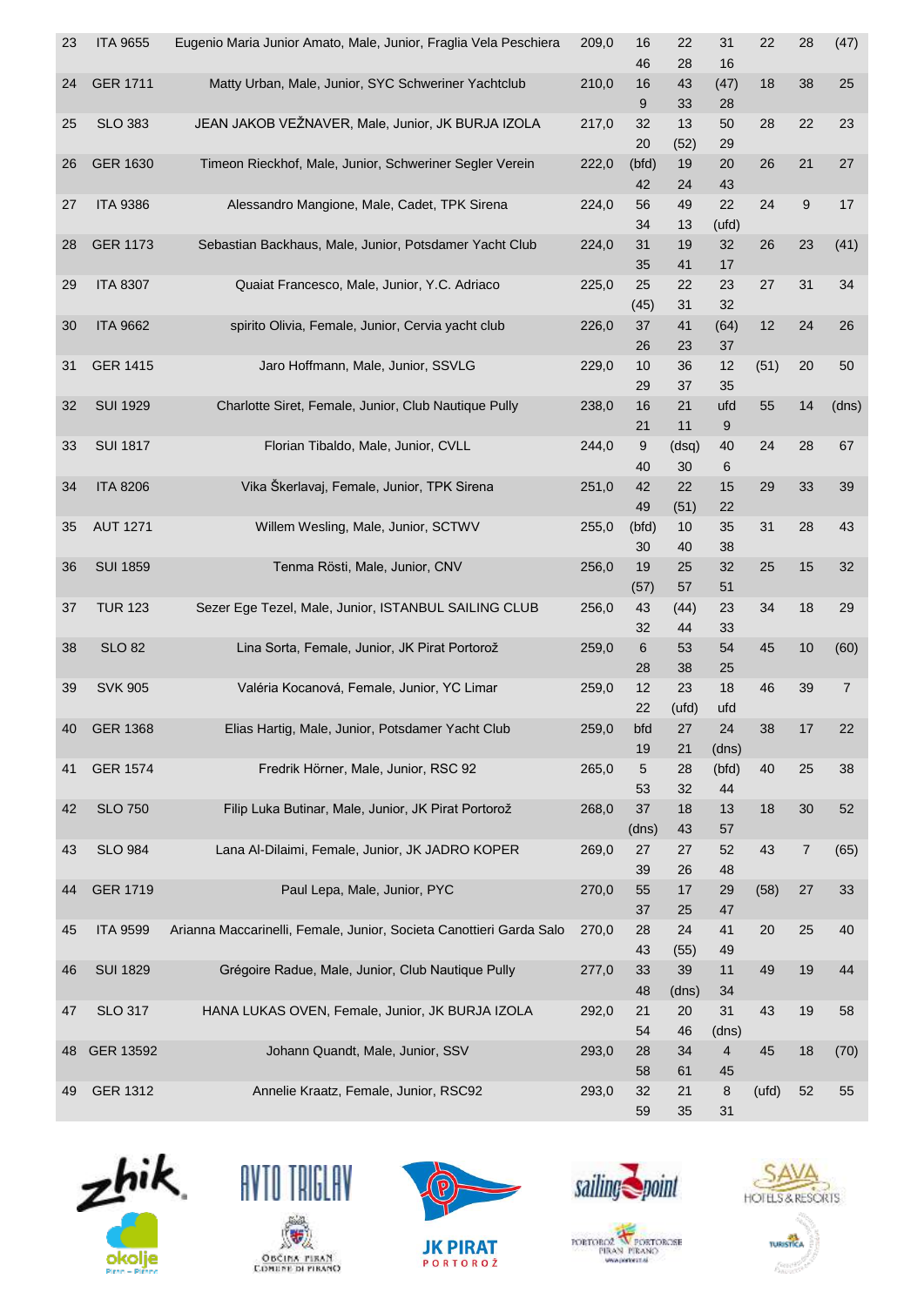| | | | | | | | | | |
|---|---|---|---|---|---|---|---|---|---|
| 23 | ITA 9655 | Eugenio Maria Junior Amato, Male, Junior, Fraglia Vela Peschiera | 209,0 | 16 | 22 | 31 | 22 | 28 | (47) |
| | | | | 46 | 28 | 16 | | | |
| 24 | GER 1711 | Matty Urban, Male, Junior, SYC Schweriner Yachtclub | 210,0 | 16 | 43 | (47) | 18 | 38 | 25 |
| | | | | 9 | 33 | 28 | | | |
| 25 | SLO 383 | JEAN JAKOB VEŽNAVER, Male, Junior, JK BURJA IZOLA | 217,0 | 32 | 13 | 50 | 28 | 22 | 23 |
| | | | | 20 | (52) | 29 | | | |
| 26 | GER 1630 | Timeon Rieckhof, Male, Junior, Schweriner Segler Verein | 222,0 | (bfd) | 19 | 20 | 26 | 21 | 27 |
| | | | | 42 | 24 | 43 | | | |
| 27 | ITA 9386 | Alessandro Mangione, Male, Cadet, TPK Sirena | 224,0 | 56 | 49 | 22 | 24 | 9 | 17 |
| | | | | 34 | 13 | (ufd) | | | |
| 28 | GER 1173 | Sebastian Backhaus, Male, Junior, Potsdamer Yacht Club | 224,0 | 31 | 19 | 32 | 26 | 23 | (41) |
| | | | | 35 | 41 | 17 | | | |
| 29 | ITA 8307 | Quaiat Francesco, Male, Junior, Y.C. Adriaco | 225,0 | 25 | 22 | 23 | 27 | 31 | 34 |
| | | | | (45) | 31 | 32 | | | |
| 30 | ITA 9662 | spirito Olivia, Female, Junior, Cervia yacht club | 226,0 | 37 | 41 | (64) | 12 | 24 | 26 |
| | | | | 26 | 23 | 37 | | | |
| 31 | GER 1415 | Jaro Hoffmann, Male, Junior, SSVLG | 229,0 | 10 | 36 | 12 | (51) | 20 | 50 |
| | | | | 29 | 37 | 35 | | | |
| 32 | SUI 1929 | Charlotte Siret, Female, Junior, Club Nautique Pully | 238,0 | 16 | 21 | ufd | 55 | 14 | (dns) |
| | | | | 21 | 11 | 9 | | | |
| 33 | SUI 1817 | Florian Tibaldo, Male, Junior, CVLL | 244,0 | 9 | (dsq) | 40 | 24 | 28 | 67 |
| | | | | 40 | 30 | 6 | | | |
| 34 | ITA 8206 | Vika Škerlavaj, Female, Junior, TPK Sirena | 251,0 | 42 | 22 | 15 | 29 | 33 | 39 |
| | | | | 49 | (51) | 22 | | | |
| 35 | AUT 1271 | Willem Wesling, Male, Junior, SCTWV | 255,0 | (bfd) | 10 | 35 | 31 | 28 | 43 |
| | | | | 30 | 40 | 38 | | | |
| 36 | SUI 1859 | Tenma Rösti, Male, Junior, CNV | 256,0 | 19 | 25 | 32 | 25 | 15 | 32 |
| | | | | (57) | 57 | 51 | | | |
| 37 | TUR 123 | Sezer Ege Tezel, Male, Junior, ISTANBUL SAILING CLUB | 256,0 | 43 | (44) | 23 | 34 | 18 | 29 |
| | | | | 32 | 44 | 33 | | | |
| 38 | SLO 82 | Lina Sorta, Female, Junior, JK Pirat Portorož | 259,0 | 6 | 53 | 54 | 45 | 10 | (60) |
| | | | | 28 | 38 | 25 | | | |
| 39 | SVK 905 | Valéria Kocanová, Female, Junior, YC Limar | 259,0 | 12 | 23 | 18 | 46 | 39 | 7 |
| | | | | 22 | (ufd) | ufd | | | |
| 40 | GER 1368 | Elias Hartig, Male, Junior, Potsdamer Yacht Club | 259,0 | bfd | 27 | 24 | 38 | 17 | 22 |
| | | | | 19 | 21 | (dns) | | | |
| 41 | GER 1574 | Fredrik Hörner, Male, Junior, RSC 92 | 265,0 | 5 | 28 | (bfd) | 40 | 25 | 38 |
| | | | | 53 | 32 | 44 | | | |
| 42 | SLO 750 | Filip Luka Butinar, Male, Junior, JK Pirat Portorož | 268,0 | 37 | 18 | 13 | 18 | 30 | 52 |
| | | | | (dns) | 43 | 57 | | | |
| 43 | SLO 984 | Lana Al-Dilaimi, Female, Junior, JK JADRO KOPER | 269,0 | 27 | 27 | 52 | 43 | 7 | (65) |
| | | | | 39 | 26 | 48 | | | |
| 44 | GER 1719 | Paul Lepa, Male, Junior, PYC | 270,0 | 55 | 17 | 29 | (58) | 27 | 33 |
| | | | | 37 | 25 | 47 | | | |
| 45 | ITA 9599 | Arianna Maccarinelli, Female, Junior, Societa Canottieri Garda Salo | 270,0 | 28 | 24 | 41 | 20 | 25 | 40 |
| | | | | 43 | (55) | 49 | | | |
| 46 | SUI 1829 | Grégoire Radue, Male, Junior, Club Nautique Pully | 277,0 | 33 | 39 | 11 | 49 | 19 | 44 |
| | | | | 48 | (dns) | 34 | | | |
| 47 | SLO 317 | HANA LUKAS OVEN, Female, Junior, JK BURJA IZOLA | 292,0 | 21 | 20 | 31 | 43 | 19 | 58 |
| | | | | 54 | 46 | (dns) | | | |
| 48 | GER 13592 | Johann Quandt, Male, Junior, SSV | 293,0 | 28 | 34 | 4 | 45 | 18 | (70) |
| | | | | 58 | 61 | 45 | | | |
| 49 | GER 1312 | Annelie Kraatz, Female, Junior, RSC92 | 293,0 | 32 | 21 | 8 | (ufd) | 52 | 55 |
| | | | | 59 | 35 | 31 | | | |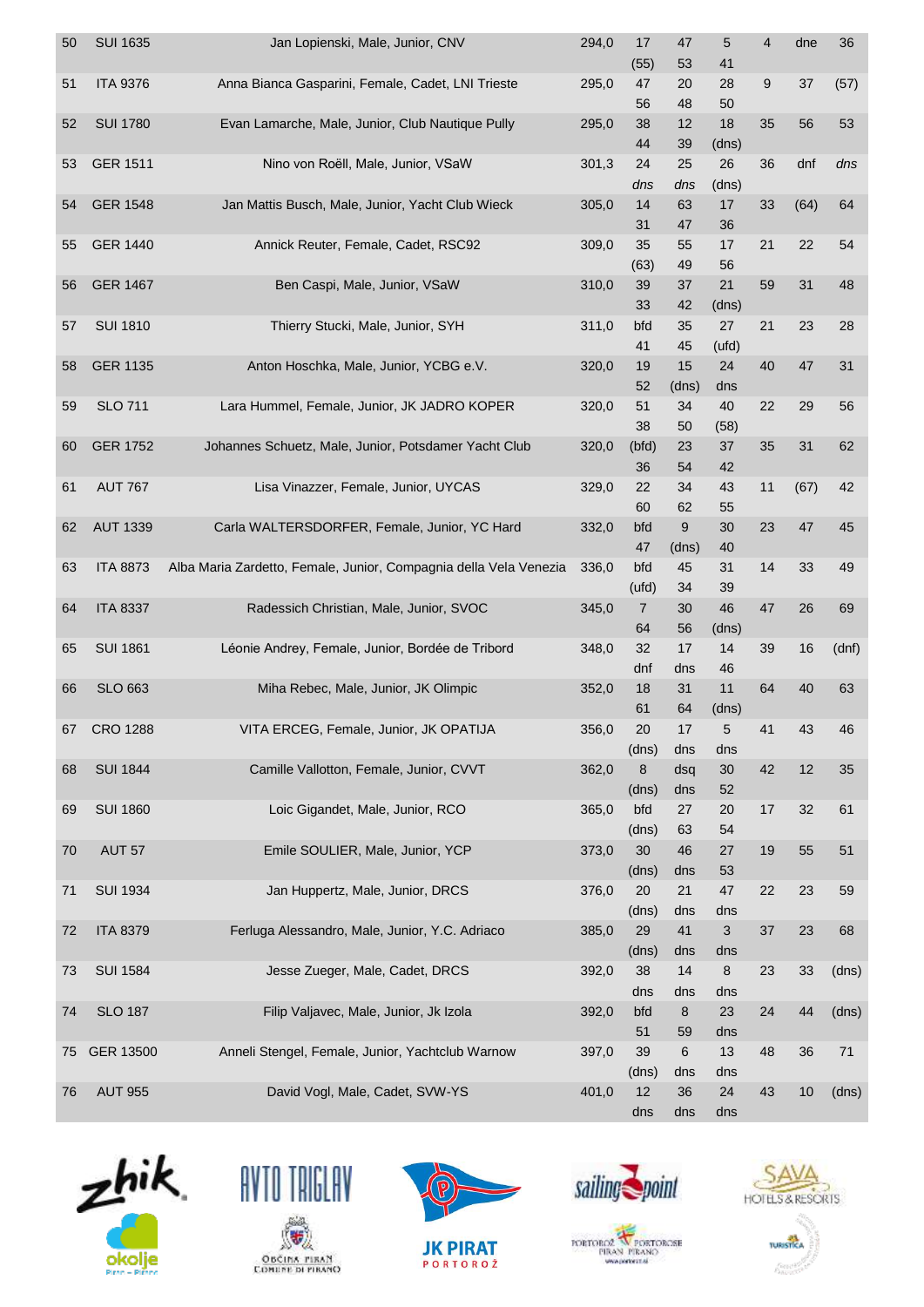| | | | | | | | | | | |
|---|---|---|---|---|---|---|---|---|---|---|
| 50 | SUI 1635 | Jan Lopienski, Male, Junior, CNV | 294,0 | 17<br>(55) | 47<br>53 | 5<br>41 | 4 | dne | 36 |
| 51 | ITA 9376 | Anna Bianca Gasparini, Female, Cadet, LNI Trieste | 295,0 | 47<br>56 | 20<br>48 | 28<br>50 | 9 | 37 | (57) |
| 52 | SUI 1780 | Evan Lamarche, Male, Junior, Club Nautique Pully | 295,0 | 38<br>44 | 12<br>39 | 18<br>(dns) | 35 | 56 | 53 |
| 53 | GER 1511 | Nino von Roëll, Male, Junior, VSaW | 301,3 | 24<br>dns | 25<br>dns | 26<br>(dns) | 36 | dnf | dns |
| 54 | GER 1548 | Jan Mattis Busch, Male, Junior, Yacht Club Wieck | 305,0 | 14<br>31 | 63<br>47 | 17<br>36 | 33 | (64) | 64 |
| 55 | GER 1440 | Annick Reuter, Female, Cadet, RSC92 | 309,0 | 35<br>(63) | 55<br>49 | 17<br>56 | 21 | 22 | 54 |
| 56 | GER 1467 | Ben Caspi, Male, Junior, VSaW | 310,0 | 39<br>33 | 37<br>42 | 21<br>(dns) | 59 | 31 | 48 |
| 57 | SUI 1810 | Thierry Stucki, Male, Junior, SYH | 311,0 | bfd<br>41 | 35<br>45 | 27<br>(ufd) | 21 | 23 | 28 |
| 58 | GER 1135 | Anton Hoschka, Male, Junior, YCBG e.V. | 320,0 | 19<br>52 | 15<br>(dns) | 24<br>dns | 40 | 47 | 31 |
| 59 | SLO 711 | Lara Hummel, Female, Junior, JK JADRO KOPER | 320,0 | 51<br>38 | 34<br>50 | 40<br>(58) | 22 | 29 | 56 |
| 60 | GER 1752 | Johannes Schuetz, Male, Junior, Potsdamer Yacht Club | 320,0 | (bfd)<br>36 | 23<br>54 | 37<br>42 | 35 | 31 | 62 |
| 61 | AUT 767 | Lisa Vinazzer, Female, Junior, UYCAS | 329,0 | 22<br>60 | 34<br>62 | 43<br>55 | 11 | (67) | 42 |
| 62 | AUT 1339 | Carla WALTERSDORFER, Female, Junior, YC Hard | 332,0 | bfd<br>47 | 9<br>(dns) | 30<br>40 | 23 | 47 | 45 |
| 63 | ITA 8873 | Alba Maria Zardetto, Female, Junior, Compagnia della Vela Venezia | 336,0 | bfd<br>(ufd) | 45<br>34 | 31<br>39 | 14 | 33 | 49 |
| 64 | ITA 8337 | Radessich Christian, Male, Junior, SVOC | 345,0 | 7<br>64 | 30<br>56 | 46<br>(dns) | 47 | 26 | 69 |
| 65 | SUI 1861 | Léonie Andrey, Female, Junior, Bordée de Tribord | 348,0 | 32<br>dnf | 17<br>dns | 14<br>46 | 39 | 16 | (dnf) |
| 66 | SLO 663 | Miha Rebec, Male, Junior, JK Olimpic | 352,0 | 18<br>61 | 31<br>64 | 11<br>(dns) | 64 | 40 | 63 |
| 67 | CRO 1288 | VITA ERCEG, Female, Junior, JK OPATIJA | 356,0 | 20<br>(dns) | 17<br>dns | 5<br>dns | 41 | 43 | 46 |
| 68 | SUI 1844 | Camille Vallotton, Female, Junior, CVVT | 362,0 | 8<br>(dns) | dsq<br>dns | 30<br>52 | 42 | 12 | 35 |
| 69 | SUI 1860 | Loic Gigandet, Male, Junior, RCO | 365,0 | bfd<br>(dns) | 27<br>63 | 20<br>54 | 17 | 32 | 61 |
| 70 | AUT 57 | Emile SOULIER, Male, Junior, YCP | 373,0 | 30<br>(dns) | 46<br>dns | 27<br>53 | 19 | 55 | 51 |
| 71 | SUI 1934 | Jan Huppertz, Male, Junior, DRCS | 376,0 | 20<br>(dns) | 21<br>dns | 47<br>dns | 22 | 23 | 59 |
| 72 | ITA 8379 | Ferluga Alessandro, Male, Junior, Y.C. Adriaco | 385,0 | 29<br>(dns) | 41<br>dns | 3<br>dns | 37 | 23 | 68 |
| 73 | SUI 1584 | Jesse Zueger, Male, Cadet, DRCS | 392,0 | 38<br>dns | 14<br>dns | 8<br>dns | 23 | 33 | (dns) |
| 74 | SLO 187 | Filip Valjavec, Male, Junior, Jk Izola | 392,0 | bfd<br>51 | 8<br>59 | 23<br>dns | 24 | 44 | (dns) |
| 75 | GER 13500 | Anneli Stengel, Female, Junior, Yachtclub Warnow | 397,0 | 39<br>(dns) | 6<br>dns | 13<br>dns | 48 | 36 | 71 |
| 76 | AUT 955 | David Vogl, Male, Cadet, SVW-YS | 401,0 | 12<br>dns | 36<br>dns | 24<br>dns | 43 | 10 | (dns) |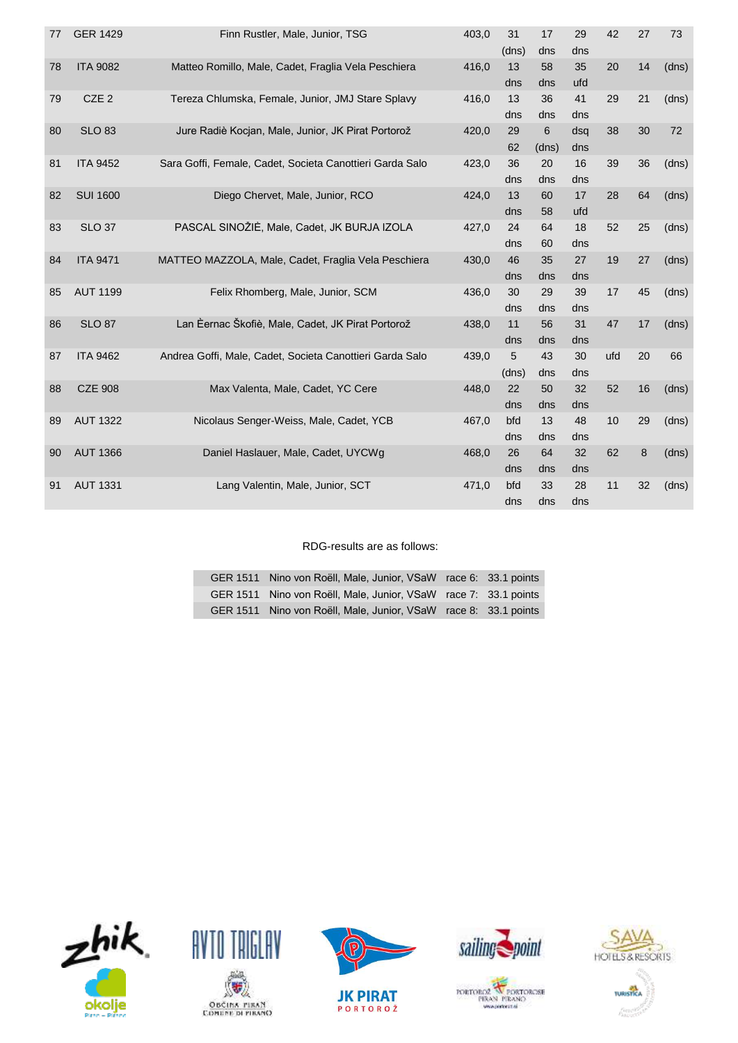| | | | | | | | | | | |
|---|---|---|---|---|---|---|---|---|---|---|
| 77 | GER 1429 | Finn Rustler, Male, Junior, TSG | 403,0 | 31 (dns) | 17 dns | 29 dns | 42 | 27 | 73 |
| 78 | ITA 9082 | Matteo Romillo, Male, Cadet, Fraglia Vela Peschiera | 416,0 | 13 dns | 58 dns | 35 ufd | 20 | 14 | (dns) |
| 79 | CZE 2 | Tereza Chlumska, Female, Junior, JMJ Stare Splavy | 416,0 | 13 dns | 36 dns | 41 dns | 29 | 21 | (dns) |
| 80 | SLO 83 | Jure Radiè Kocjan, Male, Junior, JK Pirat Portorož | 420,0 | 29 62 | 6 (dns) | dsq dns | 38 | 30 | 72 |
| 81 | ITA 9452 | Sara Goffi, Female, Cadet, Societa Canottieri Garda Salo | 423,0 | 36 dns | 20 dns | 16 dns | 39 | 36 | (dns) |
| 82 | SUI 1600 | Diego Chervet, Male, Junior, RCO | 424,0 | 13 dns | 60 58 | 17 ufd | 28 | 64 | (dns) |
| 83 | SLO 37 | PASCAL SINOŽIÈ, Male, Cadet, JK BURJA IZOLA | 427,0 | 24 dns | 64 60 | 18 dns | 52 | 25 | (dns) |
| 84 | ITA 9471 | MATTEO MAZZOLA, Male, Cadet, Fraglia Vela Peschiera | 430,0 | 46 dns | 35 dns | 27 dns | 19 | 27 | (dns) |
| 85 | AUT 1199 | Felix Rhomberg, Male, Junior, SCM | 436,0 | 30 dns | 29 dns | 39 dns | 17 | 45 | (dns) |
| 86 | SLO 87 | Lan Èernac Škofiè, Male, Cadet, JK Pirat Portorož | 438,0 | 11 dns | 56 dns | 31 dns | 47 | 17 | (dns) |
| 87 | ITA 9462 | Andrea Goffi, Male, Cadet, Societa Canottieri Garda Salo | 439,0 | 5 (dns) | 43 dns | 30 dns | ufd | 20 | 66 |
| 88 | CZE 908 | Max Valenta, Male, Cadet, YC Cere | 448,0 | 22 dns | 50 dns | 32 dns | 52 | 16 | (dns) |
| 89 | AUT 1322 | Nicolaus Senger-Weiss, Male, Cadet, YCB | 467,0 | bfd dns | 13 dns | 48 dns | 10 | 29 | (dns) |
| 90 | AUT 1366 | Daniel Haslauer, Male, Cadet, UYCWg | 468,0 | 26 dns | 64 dns | 32 dns | 62 | 8 | (dns) |
| 91 | AUT 1331 | Lang Valentin, Male, Junior, SCT | 471,0 | bfd dns | 33 dns | 28 dns | 11 | 32 | (dns) |

RDG-results are as follows:

| | | | |
|---|---|---|---|
| GER 1511 | Nino von Roëll, Male, Junior, VSaW | race 6: | 33.1 points |
| GER 1511 | Nino von Roëll, Male, Junior, VSaW | race 7: | 33.1 points |
| GER 1511 | Nino von Roëll, Male, Junior, VSaW | race 8: | 33.1 points |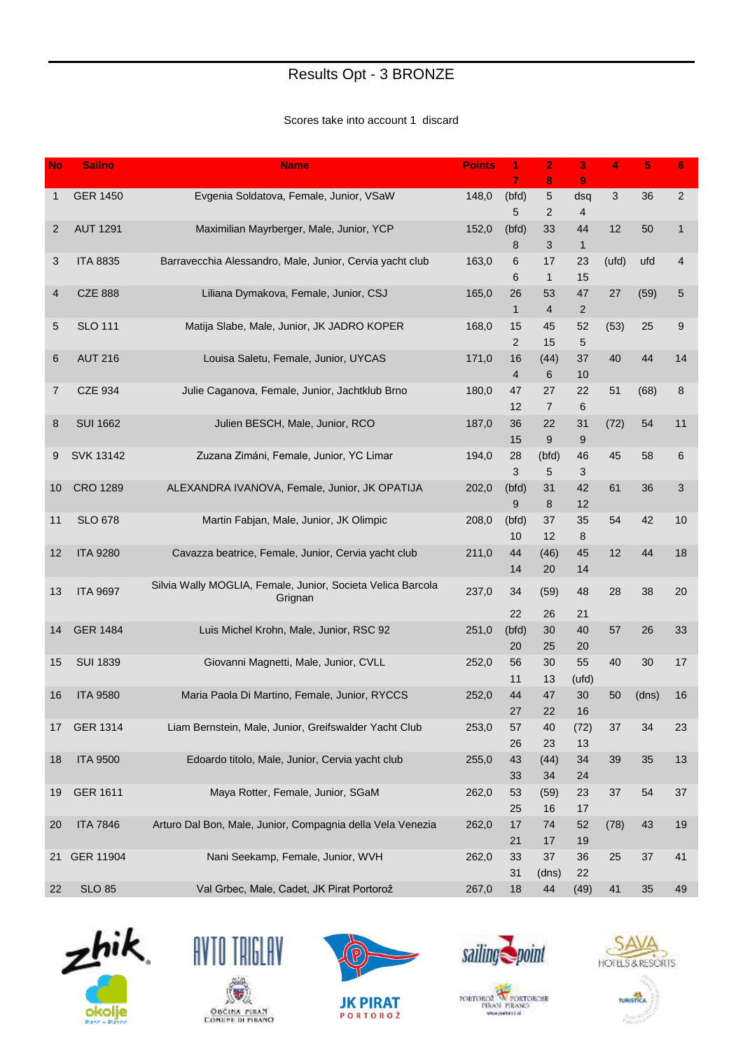# Results Opt - 3 BRONZE

Scores take into account 1 discard

| No | Sailno | Name | Points | 1 | 2 | 3 | 4 | 5 | 6 | 7 | 8 | 9 |
|---|---|---|---|---|---|---|---|---|---|---|---|---|
| 1 | GER 1450 | Evgenia Soldatova, Female, Junior, VSaW | 148,0 | (bfd) | 5 | dsq | 3 | 36 | 2 | 5 | 2 | 4 |
| 2 | AUT 1291 | Maximilian Mayrberger, Male, Junior, YCP | 152,0 | (bfd) | 33 | 44 | 12 | 50 | 1 | 8 | 3 | 1 |
| 3 | ITA 8835 | Barravecchia Alessandro, Male, Junior, Cervia yacht club | 163,0 | 6 | 17 | 23 | (ufd) | ufd | 4 | 6 | 1 | 15 |
| 4 | CZE 888 | Liliana Dymakova, Female, Junior, CSJ | 165,0 | 26 | 53 | 47 | 27 | (59) | 5 | 1 | 4 | 2 |
| 5 | SLO 111 | Matija Slabe, Male, Junior, JK JADRO KOPER | 168,0 | 15 | 45 | 52 | (53) | 25 | 9 | 2 | 15 | 5 |
| 6 | AUT 216 | Louisa Saletu, Female, Junior, UYCAS | 171,0 | 16 | (44) | 37 | 40 | 44 | 14 | 4 | 6 | 10 |
| 7 | CZE 934 | Julie Caganova, Female, Junior, Jachtklub Brno | 180,0 | 47 | 27 | 22 | 51 | (68) | 8 | 12 | 7 | 6 |
| 8 | SUI 1662 | Julien BESCH, Male, Junior, RCO | 187,0 | 36 | 22 | 31 | (72) | 54 | 11 | 15 | 9 | 9 |
| 9 | SVK 13142 | Zuzana Zimáni, Female, Junior, YC Limar | 194,0 | 28 | (bfd) | 46 | 45 | 58 | 6 | 3 | 5 | 3 |
| 10 | CRO 1289 | ALEXANDRA IVANOVA, Female, Junior, JK OPATIJA | 202,0 | (bfd) | 31 | 42 | 61 | 36 | 3 | 9 | 8 | 12 |
| 11 | SLO 678 | Martin Fabjan, Male, Junior, JK Olimpic | 208,0 | (bfd) | 37 | 35 | 54 | 42 | 10 | 10 | 12 | 8 |
| 12 | ITA 9280 | Cavazza beatrice, Female, Junior, Cervia yacht club | 211,0 | 44 | (46) | 45 | 12 | 44 | 18 | 14 | 20 | 14 |
| 13 | ITA 9697 | Silvia Wally MOGLIA, Female, Junior, Societa Velica Barcola Grignan | 237,0 | 34 | (59) | 48 | 28 | 38 | 20 | 22 | 26 | 21 |
| 14 | GER 1484 | Luis Michel Krohn, Male, Junior, RSC 92 | 251,0 | (bfd) | 30 | 40 | 57 | 26 | 33 | 20 | 25 | 20 |
| 15 | SUI 1839 | Giovanni Magnetti, Male, Junior, CVLL | 252,0 | 56 | 30 | 55 | 40 | 30 | 17 | 11 | 13 | (ufd) |
| 16 | ITA 9580 | Maria Paola Di Martino, Female, Junior, RYCCS | 252,0 | 44 | 47 | 30 | 50 | (dns) | 16 | 27 | 22 | 16 |
| 17 | GER 1314 | Liam Bernstein, Male, Junior, Greifswalder Yacht Club | 253,0 | 57 | 40 | (72) | 37 | 34 | 23 | 26 | 23 | 13 |
| 18 | ITA 9500 | Edoardo titolo, Male, Junior, Cervia yacht club | 255,0 | 43 | (44) | 34 | 39 | 35 | 13 | 33 | 34 | 24 |
| 19 | GER 1611 | Maya Rotter, Female, Junior, SGaM | 262,0 | 53 | (59) | 23 | 37 | 54 | 37 | 25 | 16 | 17 |
| 20 | ITA 7846 | Arturo Dal Bon, Male, Junior, Compagnia della Vela Venezia | 262,0 | 17 | 74 | 52 | (78) | 43 | 19 | 21 | 17 | 19 |
| 21 | GER 11904 | Nani Seekamp, Female, Junior, WVH | 262,0 | 33 | 37 | 36 | 25 | 37 | 41 | 31 | (dns) | 22 |
| 22 | SLO 85 | Val Grbec, Male, Cadet, JK Pirat Portorož | 267,0 | 18 | 44 | (49) | 41 | 35 | 49 | | | |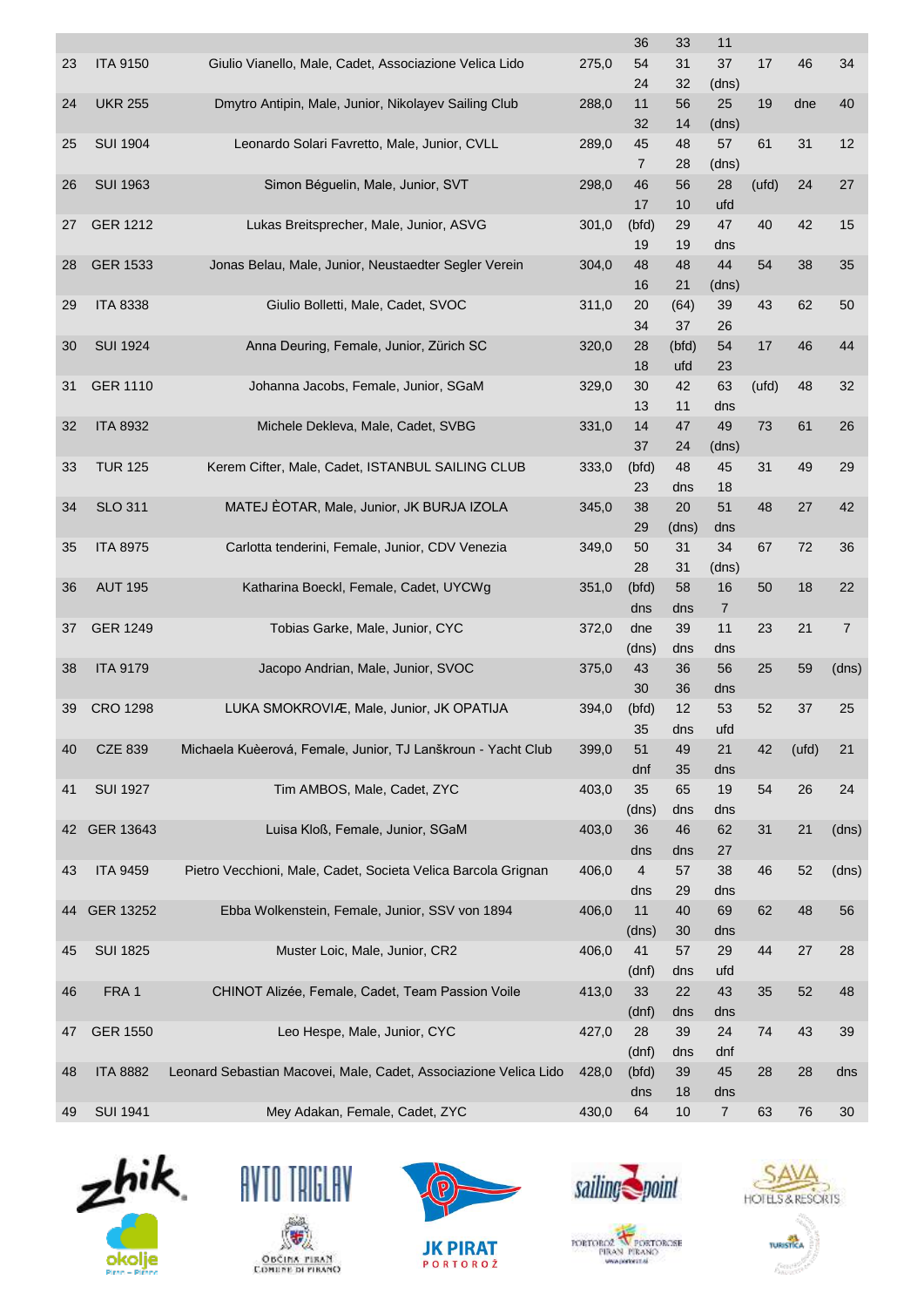| | | | | | | | | | |
|---|---|---|---|---|---|---|---|---|---|
| | | | | 36 | 33 | 11 | | | |
| 23 | ITA 9150 | Giulio Vianello, Male, Cadet, Associazione Velica Lido | 275,0 | 54 | 31 | 37 | 17 | 46 | 34 |
| | | | | 24 | 32 | (dns) | | | |
| 24 | UKR 255 | Dmytro Antipin, Male, Junior, Nikolayev Sailing Club | 288,0 | 11 | 56 | 25 | 19 | dne | 40 |
| | | | | 32 | 14 | (dns) | | | |
| 25 | SUI 1904 | Leonardo Solari Favretto, Male, Junior, CVLL | 289,0 | 45 | 48 | 57 | 61 | 31 | 12 |
| | | | | 7 | 28 | (dns) | | | |
| 26 | SUI 1963 | Simon Béguelin, Male, Junior, SVT | 298,0 | 46 | 56 | 28 | (ufd) | 24 | 27 |
| | | | | 17 | 10 | ufd | | | |
| 27 | GER 1212 | Lukas Breitsprecher, Male, Junior, ASVG | 301,0 | (bfd) | 29 | 47 | 40 | 42 | 15 |
| | | | | 19 | 19 | dns | | | |
| 28 | GER 1533 | Jonas Belau, Male, Junior, Neustaedter Segler Verein | 304,0 | 48 | 48 | 44 | 54 | 38 | 35 |
| | | | | 16 | 21 | (dns) | | | |
| 29 | ITA 8338 | Giulio Bolletti, Male, Cadet, SVOC | 311,0 | 20 | (64) | 39 | 43 | 62 | 50 |
| | | | | 34 | 37 | 26 | | | |
| 30 | SUI 1924 | Anna Deuring, Female, Junior, Zürich SC | 320,0 | 28 | (bfd) | 54 | 17 | 46 | 44 |
| | | | | 18 | ufd | 23 | | | |
| 31 | GER 1110 | Johanna Jacobs, Female, Junior, SGaM | 329,0 | 30 | 42 | 63 | (ufd) | 48 | 32 |
| | | | | 13 | 11 | dns | | | |
| 32 | ITA 8932 | Michele Dekleva, Male, Cadet, SVBG | 331,0 | 14 | 47 | 49 | 73 | 61 | 26 |
| | | | | 37 | 24 | (dns) | | | |
| 33 | TUR 125 | Kerem Cifter, Male, Cadet, ISTANBUL SAILING CLUB | 333,0 | (bfd) | 48 | 45 | 31 | 49 | 29 |
| | | | | 23 | dns | 18 | | | |
| 34 | SLO 311 | MATEJ ÈOTAR, Male, Junior, JK BURJA IZOLA | 345,0 | 38 | 20 | 51 | 48 | 27 | 42 |
| | | | | 29 | (dns) | dns | | | |
| 35 | ITA 8975 | Carlotta tenderini, Female, Junior, CDV Venezia | 349,0 | 50 | 31 | 34 | 67 | 72 | 36 |
| | | | | 28 | 31 | (dns) | | | |
| 36 | AUT 195 | Katharina Boeckl, Female, Cadet, UYCWg | 351,0 | (bfd) | 58 | 16 | 50 | 18 | 22 |
| | | | | dns | dns | 7 | | | |
| 37 | GER 1249 | Tobias Garke, Male, Junior, CYC | 372,0 | dne | 39 | 11 | 23 | 21 | 7 |
| | | | | (dns) | dns | dns | | | |
| 38 | ITA 9179 | Jacopo Andrian, Male, Junior, SVOC | 375,0 | 43 | 36 | 56 | 25 | 59 | (dns) |
| | | | | 30 | 36 | dns | | | |
| 39 | CRO 1298 | LUKA SMOKROVIÆ, Male, Junior, JK OPATIJA | 394,0 | (bfd) | 12 | 53 | 52 | 37 | 25 |
| | | | | 35 | dns | ufd | | | |
| 40 | CZE 839 | Michaela Kuèerová, Female, Junior, TJ Lanškroun - Yacht Club | 399,0 | 51 | 49 | 21 | 42 | (ufd) | 21 |
| | | | | dnf | 35 | dns | | | |
| 41 | SUI 1927 | Tim AMBOS, Male, Cadet, ZYC | 403,0 | 35 | 65 | 19 | 54 | 26 | 24 |
| | | | | (dns) | dns | dns | | | |
| 42 | GER 13643 | Luisa Kloß, Female, Junior, SGaM | 403,0 | 36 | 46 | 62 | 31 | 21 | (dns) |
| | | | | dns | dns | 27 | | | |
| 43 | ITA 9459 | Pietro Vecchioni, Male, Cadet, Societa Velica Barcola Grignan | 406,0 | 4 | 57 | 38 | 46 | 52 | (dns) |
| | | | | dns | 29 | dns | | | |
| 44 | GER 13252 | Ebba Wolkenstein, Female, Junior, SSV von 1894 | 406,0 | 11 | 40 | 69 | 62 | 48 | 56 |
| | | | | (dns) | 30 | dns | | | |
| 45 | SUI 1825 | Muster Loic, Male, Junior, CR2 | 406,0 | 41 | 57 | 29 | 44 | 27 | 28 |
| | | | | (dnf) | dns | ufd | | | |
| 46 | FRA 1 | CHINOT Alizée, Female, Cadet, Team Passion Voile | 413,0 | 33 | 22 | 43 | 35 | 52 | 48 |
| | | | | (dnf) | dns | dns | | | |
| 47 | GER 1550 | Leo Hespe, Male, Junior, CYC | 427,0 | 28 | 39 | 24 | 74 | 43 | 39 |
| | | | | (dnf) | dns | dnf | | | |
| 48 | ITA 8882 | Leonard Sebastian Macovei, Male, Cadet, Associazione Velica Lido | 428,0 | (bfd) | 39 | 45 | 28 | 28 | dns |
| | | | | dns | 18 | dns | | | |
| 49 | SUI 1941 | Mey Adakan, Female, Cadet, ZYC | 430,0 | 64 | 10 | 7 | 63 | 76 | 30 |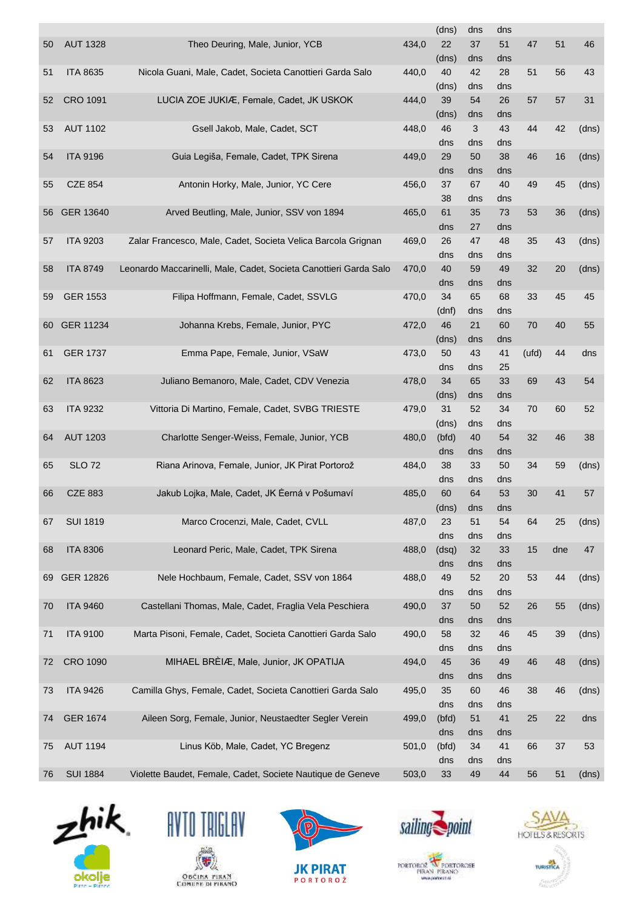| | | | | | | | | | |
|---|---|---|---|---|---|---|---|---|---|
| | | | | (dns) | dns | dns | | | |
| 50 | AUT 1328 | Theo Deuring, Male, Junior, YCB | 434,0 | 22 | 37 | 51 | 47 | 51 | 46 |
| | | | | (dns) | dns | dns | | | |
| 51 | ITA 8635 | Nicola Guani, Male, Cadet, Societa Canottieri Garda Salo | 440,0 | 40 | 42 | 28 | 51 | 56 | 43 |
| | | | | (dns) | dns | dns | | | |
| 52 | CRO 1091 | LUCIA ZOE JUKIÆ, Female, Cadet, JK USKOK | 444,0 | 39 | 54 | 26 | 57 | 57 | 31 |
| | | | | (dns) | dns | dns | | | |
| 53 | AUT 1102 | Gsell Jakob, Male, Cadet, SCT | 448,0 | 46 | 3 | 43 | 44 | 42 | (dns) |
| | | | | dns | dns | dns | | | |
| 54 | ITA 9196 | Guia Legiša, Female, Cadet, TPK Sirena | 449,0 | 29 | 50 | 38 | 46 | 16 | (dns) |
| | | | | dns | dns | dns | | | |
| 55 | CZE 854 | Antonin Horky, Male, Junior, YC Cere | 456,0 | 37 | 67 | 40 | 49 | 45 | (dns) |
| | | | | 38 | dns | dns | | | |
| 56 | GER 13640 | Arved Beutling, Male, Junior, SSV von 1894 | 465,0 | 61 | 35 | 73 | 53 | 36 | (dns) |
| | | | | dns | 27 | dns | | | |
| 57 | ITA 9203 | Zalar Francesco, Male, Cadet, Societa Velica Barcola Grignan | 469,0 | 26 | 47 | 48 | 35 | 43 | (dns) |
| | | | | dns | dns | dns | | | |
| 58 | ITA 8749 | Leonardo Maccarinelli, Male, Cadet, Societa Canottieri Garda Salo | 470,0 | 40 | 59 | 49 | 32 | 20 | (dns) |
| | | | | dns | dns | dns | | | |
| 59 | GER 1553 | Filipa Hoffmann, Female, Cadet, SSVLG | 470,0 | 34 | 65 | 68 | 33 | 45 | 45 |
| | | | | (dnf) | dns | dns | | | |
| 60 | GER 11234 | Johanna Krebs, Female, Junior, PYC | 472,0 | 46 | 21 | 60 | 70 | 40 | 55 |
| | | | | (dns) | dns | dns | | | |
| 61 | GER 1737 | Emma Pape, Female, Junior, VSaW | 473,0 | 50 | 43 | 41 | (ufd) | 44 | dns |
| | | | | dns | dns | 25 | | | |
| 62 | ITA 8623 | Juliano Bemanoro, Male, Cadet, CDV Venezia | 478,0 | 34 | 65 | 33 | 69 | 43 | 54 |
| | | | | (dns) | dns | dns | | | |
| 63 | ITA 9232 | Vittoria Di Martino, Female, Cadet, SVBG TRIESTE | 479,0 | 31 | 52 | 34 | 70 | 60 | 52 |
| | | | | (dns) | dns | dns | | | |
| 64 | AUT 1203 | Charlotte Senger-Weiss, Female, Junior, YCB | 480,0 | (bfd) | 40 | 54 | 32 | 46 | 38 |
| | | | | dns | dns | dns | | | |
| 65 | SLO 72 | Riana Arinova, Female, Junior, JK Pirat Portorož | 484,0 | 38 | 33 | 50 | 34 | 59 | (dns) |
| | | | | dns | dns | dns | | | |
| 66 | CZE 883 | Jakub Lojka, Male, Cadet, JK Èerná v Pošumaví | 485,0 | 60 | 64 | 53 | 30 | 41 | 57 |
| | | | | (dns) | dns | dns | | | |
| 67 | SUI 1819 | Marco Crocenzi, Male, Cadet, CVLL | 487,0 | 23 | 51 | 54 | 64 | 25 | (dns) |
| | | | | dns | dns | dns | | | |
| 68 | ITA 8306 | Leonard Peric, Male, Cadet, TPK Sirena | 488,0 | (dsq) | 32 | 33 | 15 | dne | 47 |
| | | | | dns | dns | dns | | | |
| 69 | GER 12826 | Nele Hochbaum, Female, Cadet, SSV von 1864 | 488,0 | 49 | 52 | 20 | 53 | 44 | (dns) |
| | | | | dns | dns | dns | | | |
| 70 | ITA 9460 | Castellani Thomas, Male, Cadet, Fraglia Vela Peschiera | 490,0 | 37 | 50 | 52 | 26 | 55 | (dns) |
| | | | | dns | dns | dns | | | |
| 71 | ITA 9100 | Marta Pisoni, Female, Cadet, Societa Canottieri Garda Salo | 490,0 | 58 | 32 | 46 | 45 | 39 | (dns) |
| | | | | dns | dns | dns | | | |
| 72 | CRO 1090 | MIHAEL BRÈIÆ, Male, Junior, JK OPATIJA | 494,0 | 45 | 36 | 49 | 46 | 48 | (dns) |
| | | | | dns | dns | dns | | | |
| 73 | ITA 9426 | Camilla Ghys, Female, Cadet, Societa Canottieri Garda Salo | 495,0 | 35 | 60 | 46 | 38 | 46 | (dns) |
| | | | | dns | dns | dns | | | |
| 74 | GER 1674 | Aileen Sorg, Female, Junior, Neustaedter Segler Verein | 499,0 | (bfd) | 51 | 41 | 25 | 22 | dns |
| | | | | dns | dns | dns | | | |
| 75 | AUT 1194 | Linus Köb, Male, Cadet, YC Bregenz | 501,0 | (bfd) | 34 | 41 | 66 | 37 | 53 |
| | | | | dns | dns | dns | | | |
| 76 | SUI 1884 | Violette Baudet, Female, Cadet, Societe Nautique de Geneve | 503,0 | 33 | 49 | 44 | 56 | 51 | (dns) |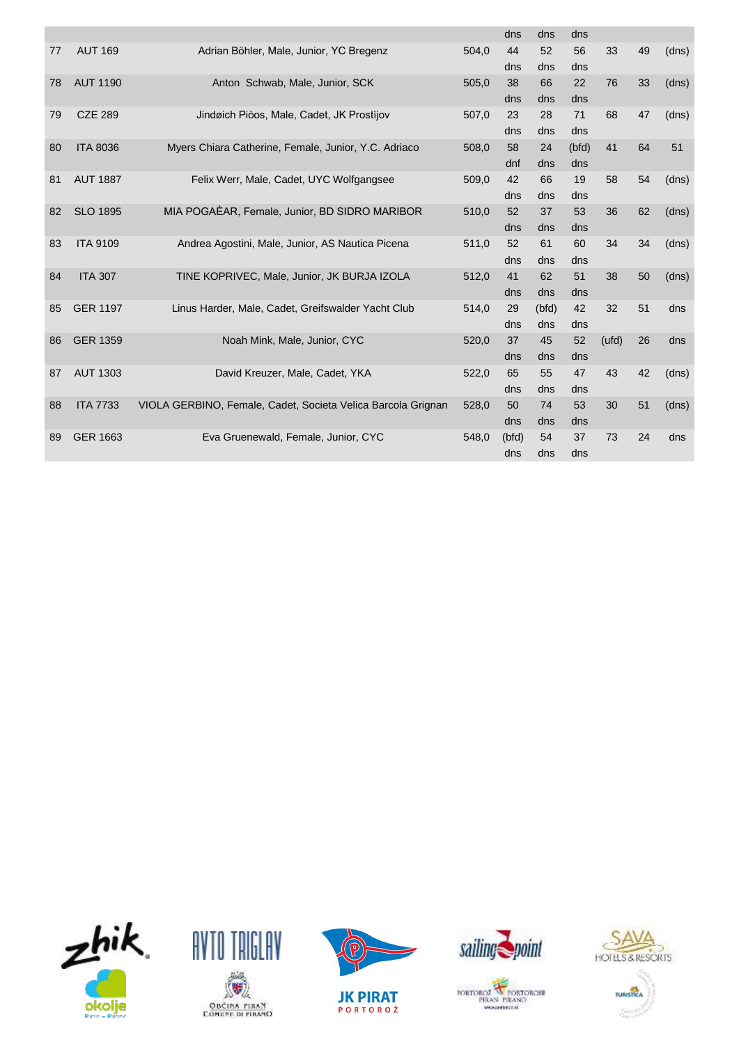| | | | | | | | | | |
|---|---|---|---|---|---|---|---|---|---|
| | | | | dns | dns | dns | | | |
| 77 | AUT 169 | Adrian Böhler, Male, Junior, YC Bregenz | 504,0 | 44 | 52 | 56 | 33 | 49 | (dns) |
| | | | | dns | dns | dns | | | |
| 78 | AUT 1190 | Anton Schwab, Male, Junior, SCK | 505,0 | 38 | 66 | 22 | 76 | 33 | (dns) |
| | | | | dns | dns | dns | | | |
| 79 | CZE 289 | Jindøich Pièos, Male, Cadet, JK Prostìjov | 507,0 | 23 | 28 | 71 | 68 | 47 | (dns) |
| | | | | dns | dns | dns | | | |
| 80 | ITA 8036 | Myers Chiara Catherine, Female, Junior, Y.C. Adriaco | 508,0 | 58 | 24 | (bfd) | 41 | 64 | 51 |
| | | | | dnf | dns | dns | | | |
| 81 | AUT 1887 | Felix Werr, Male, Cadet, UYC Wolfgangsee | 509,0 | 42 | 66 | 19 | 58 | 54 | (dns) |
| | | | | dns | dns | dns | | | |
| 82 | SLO 1895 | MIA POGAÈAR, Female, Junior, BD SIDRO MARIBOR | 510,0 | 52 | 37 | 53 | 36 | 62 | (dns) |
| | | | | dns | dns | dns | | | |
| 83 | ITA 9109 | Andrea Agostini, Male, Junior, AS Nautica Picena | 511,0 | 52 | 61 | 60 | 34 | 34 | (dns) |
| | | | | dns | dns | dns | | | |
| 84 | ITA 307 | TINE KOPRIVEC, Male, Junior, JK BURJA IZOLA | 512,0 | 41 | 62 | 51 | 38 | 50 | (dns) |
| | | | | dns | dns | dns | | | |
| 85 | GER 1197 | Linus Harder, Male, Cadet, Greifswalder Yacht Club | 514,0 | 29 | (bfd) | 42 | 32 | 51 | dns |
| | | | | dns | dns | dns | | | |
| 86 | GER 1359 | Noah Mink, Male, Junior, CYC | 520,0 | 37 | 45 | 52 | (ufd) | 26 | dns |
| | | | | dns | dns | dns | | | |
| 87 | AUT 1303 | David Kreuzer, Male, Cadet, YKA | 522,0 | 65 | 55 | 47 | 43 | 42 | (dns) |
| | | | | dns | dns | dns | | | |
| 88 | ITA 7733 | VIOLA GERBINO, Female, Cadet, Societa Velica Barcola Grignan | 528,0 | 50 | 74 | 53 | 30 | 51 | (dns) |
| | | | | dns | dns | dns | | | |
| 89 | GER 1663 | Eva Gruenewald, Female, Junior, CYC | 548,0 | (bfd) | 54 | 37 | 73 | 24 | dns |
| | | | | dns | dns | dns | | | |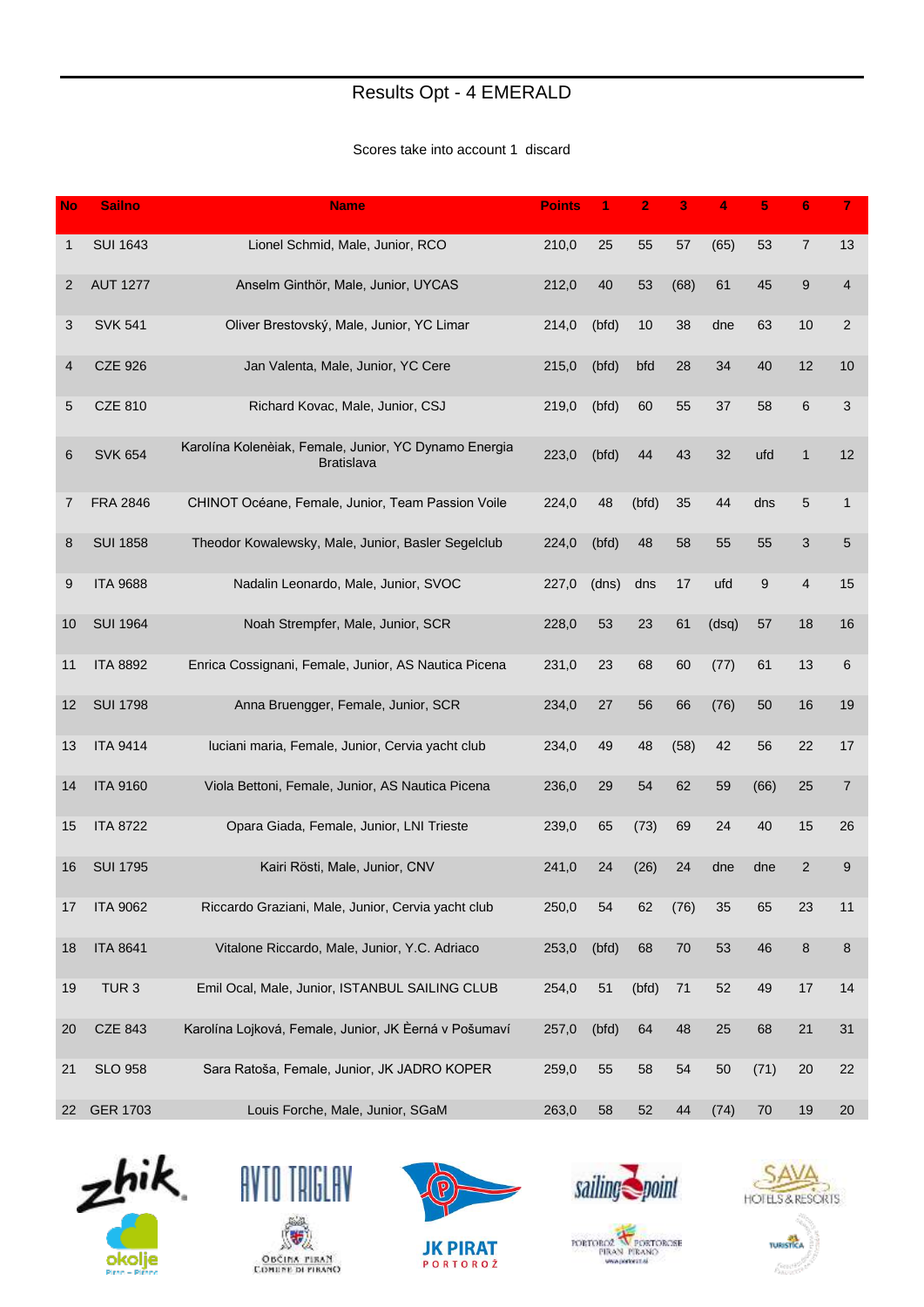# Results Opt - 4 EMERALD

Scores take into account 1 discard

| No | Sailno | Name | Points | 1 | 2 | 3 | 4 | 5 | 6 | 7 |
|---|---|---|---|---|---|---|---|---|---|---|
| 1 | SUI 1643 | Lionel Schmid, Male, Junior, RCO | 210,0 | 25 | 55 | 57 | (65) | 53 | 7 | 13 |
| 2 | AUT 1277 | Anselm Ginthör, Male, Junior, UYCAS | 212,0 | 40 | 53 | (68) | 61 | 45 | 9 | 4 |
| 3 | SVK 541 | Oliver Brestovský, Male, Junior, YC Limar | 214,0 | (bfd) | 10 | 38 | dne | 63 | 10 | 2 |
| 4 | CZE 926 | Jan Valenta, Male, Junior, YC Cere | 215,0 | (bfd) | bfd | 28 | 34 | 40 | 12 | 10 |
| 5 | CZE 810 | Richard Kovac, Male, Junior, CSJ | 219,0 | (bfd) | 60 | 55 | 37 | 58 | 6 | 3 |
| 6 | SVK 654 | Karolína Kolenèiak, Female, Junior, YC Dynamo Energia Bratislava | 223,0 | (bfd) | 44 | 43 | 32 | ufd | 1 | 12 |
| 7 | FRA 2846 | CHINOT Océane, Female, Junior, Team Passion Voile | 224,0 | 48 | (bfd) | 35 | 44 | dns | 5 | 1 |
| 8 | SUI 1858 | Theodor Kowalewsky, Male, Junior, Basler Segelclub | 224,0 | (bfd) | 48 | 58 | 55 | 55 | 3 | 5 |
| 9 | ITA 9688 | Nadalin Leonardo, Male, Junior, SVOC | 227,0 | (dns) | dns | 17 | ufd | 9 | 4 | 15 |
| 10 | SUI 1964 | Noah Strempfer, Male, Junior, SCR | 228,0 | 53 | 23 | 61 | (dsq) | 57 | 18 | 16 |
| 11 | ITA 8892 | Enrica Cossignani, Female, Junior, AS Nautica Picena | 231,0 | 23 | 68 | 60 | (77) | 61 | 13 | 6 |
| 12 | SUI 1798 | Anna Bruengger, Female, Junior, SCR | 234,0 | 27 | 56 | 66 | (76) | 50 | 16 | 19 |
| 13 | ITA 9414 | luciani maria, Female, Junior, Cervia yacht club | 234,0 | 49 | 48 | (58) | 42 | 56 | 22 | 17 |
| 14 | ITA 9160 | Viola Bettoni, Female, Junior, AS Nautica Picena | 236,0 | 29 | 54 | 62 | 59 | (66) | 25 | 7 |
| 15 | ITA 8722 | Opara Giada, Female, Junior, LNI Trieste | 239,0 | 65 | (73) | 69 | 24 | 40 | 15 | 26 |
| 16 | SUI 1795 | Kairi Rösti, Male, Junior, CNV | 241,0 | 24 | (26) | 24 | dne | dne | 2 | 9 |
| 17 | ITA 9062 | Riccardo Graziani, Male, Junior, Cervia yacht club | 250,0 | 54 | 62 | (76) | 35 | 65 | 23 | 11 |
| 18 | ITA 8641 | Vitalone Riccardo, Male, Junior, Y.C. Adriaco | 253,0 | (bfd) | 68 | 70 | 53 | 46 | 8 | 8 |
| 19 | TUR 3 | Emil Ocal, Male, Junior, ISTANBUL SAILING CLUB | 254,0 | 51 | (bfd) | 71 | 52 | 49 | 17 | 14 |
| 20 | CZE 843 | Karolína Lojková, Female, Junior, JK Èerná v Pošumaví | 257,0 | (bfd) | 64 | 48 | 25 | 68 | 21 | 31 |
| 21 | SLO 958 | Sara Ratoša, Female, Junior, JK JADRO KOPER | 259,0 | 55 | 58 | 54 | 50 | (71) | 20 | 22 |
| 22 | GER 1703 | Louis Forche, Male, Junior, SGaM | 263,0 | 58 | 52 | 44 | (74) | 70 | 19 | 20 |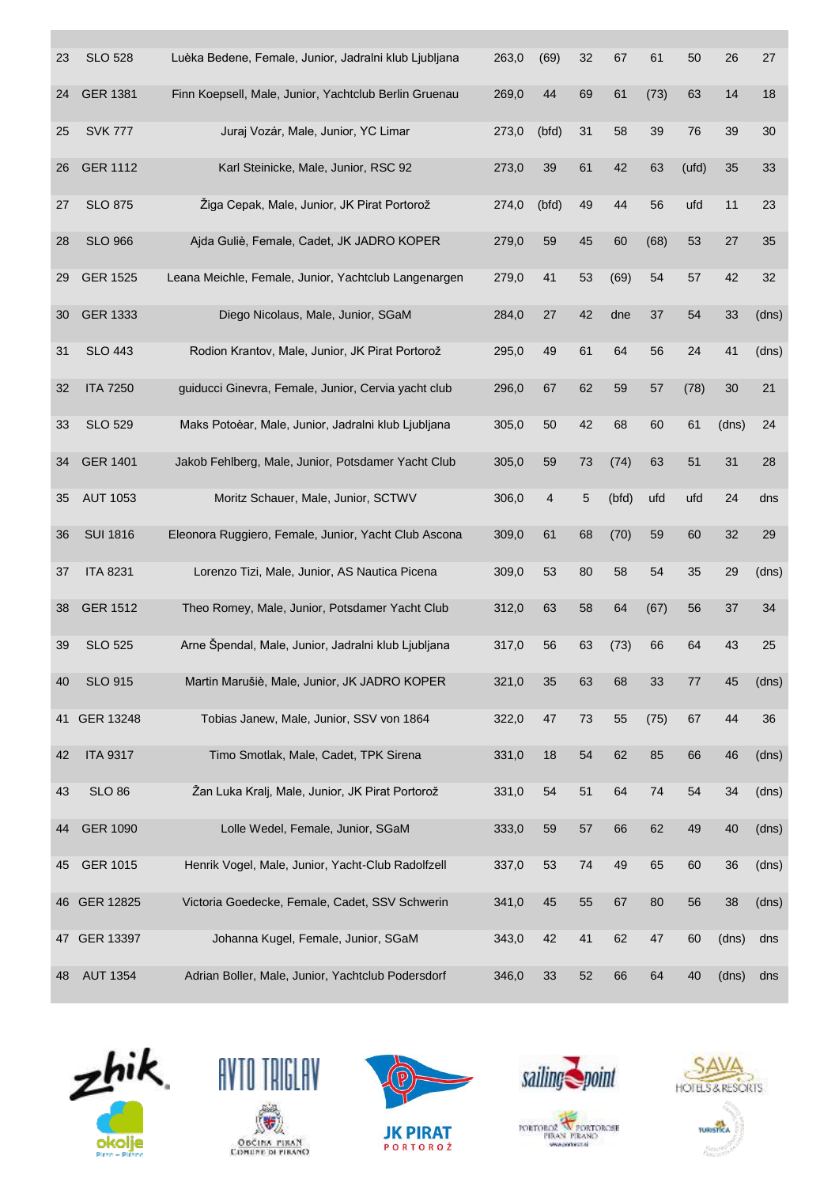| | | | | | | | | | | | |
|---|---|---|---|---|---|---|---|---|---|---|---|
| 23 | SLO 528 | Luèka Bedene, Female, Junior, Jadralni klub Ljubljana | 263,0 | (69) | 32 | 67 | 61 | 50 | 26 | 27 |
| 24 | GER 1381 | Finn Koepsell, Male, Junior, Yachtclub Berlin Gruenau | 269,0 | 44 | 69 | 61 | (73) | 63 | 14 | 18 |
| 25 | SVK 777 | Juraj Vozár, Male, Junior, YC Limar | 273,0 | (bfd) | 31 | 58 | 39 | 76 | 39 | 30 |
| 26 | GER 1112 | Karl Steinicke, Male, Junior, RSC 92 | 273,0 | 39 | 61 | 42 | 63 | (ufd) | 35 | 33 |
| 27 | SLO 875 | Žiga Cepak, Male, Junior, JK Pirat Portorož | 274,0 | (bfd) | 49 | 44 | 56 | ufd | 11 | 23 |
| 28 | SLO 966 | Ajda Guliè, Female, Cadet, JK JADRO KOPER | 279,0 | 59 | 45 | 60 | (68) | 53 | 27 | 35 |
| 29 | GER 1525 | Leana Meichle, Female, Junior, Yachtclub Langenargen | 279,0 | 41 | 53 | (69) | 54 | 57 | 42 | 32 |
| 30 | GER 1333 | Diego Nicolaus, Male, Junior, SGaM | 284,0 | 27 | 42 | dne | 37 | 54 | 33 | (dns) |
| 31 | SLO 443 | Rodion Krantov, Male, Junior, JK Pirat Portorož | 295,0 | 49 | 61 | 64 | 56 | 24 | 41 | (dns) |
| 32 | ITA 7250 | guiducci Ginevra, Female, Junior, Cervia yacht club | 296,0 | 67 | 62 | 59 | 57 | (78) | 30 | 21 |
| 33 | SLO 529 | Maks Potoèar, Male, Junior, Jadralni klub Ljubljana | 305,0 | 50 | 42 | 68 | 60 | 61 | (dns) | 24 |
| 34 | GER 1401 | Jakob Fehlberg, Male, Junior, Potsdamer Yacht Club | 305,0 | 59 | 73 | (74) | 63 | 51 | 31 | 28 |
| 35 | AUT 1053 | Moritz Schauer, Male, Junior, SCTWV | 306,0 | 4 | 5 | (bfd) | ufd | ufd | 24 | dns |
| 36 | SUI 1816 | Eleonora Ruggiero, Female, Junior, Yacht Club Ascona | 309,0 | 61 | 68 | (70) | 59 | 60 | 32 | 29 |
| 37 | ITA 8231 | Lorenzo Tizi, Male, Junior, AS Nautica Picena | 309,0 | 53 | 80 | 58 | 54 | 35 | 29 | (dns) |
| 38 | GER 1512 | Theo Romey, Male, Junior, Potsdamer Yacht Club | 312,0 | 63 | 58 | 64 | (67) | 56 | 37 | 34 |
| 39 | SLO 525 | Arne Špendal, Male, Junior, Jadralni klub Ljubljana | 317,0 | 56 | 63 | (73) | 66 | 64 | 43 | 25 |
| 40 | SLO 915 | Martin Marušiè, Male, Junior, JK JADRO KOPER | 321,0 | 35 | 63 | 68 | 33 | 77 | 45 | (dns) |
| 41 | GER 13248 | Tobias Janew, Male, Junior, SSV von 1864 | 322,0 | 47 | 73 | 55 | (75) | 67 | 44 | 36 |
| 42 | ITA 9317 | Timo Smotlak, Male, Cadet, TPK Sirena | 331,0 | 18 | 54 | 62 | 85 | 66 | 46 | (dns) |
| 43 | SLO 86 | Žan Luka Kralj, Male, Junior, JK Pirat Portorož | 331,0 | 54 | 51 | 64 | 74 | 54 | 34 | (dns) |
| 44 | GER 1090 | Lolle Wedel, Female, Junior, SGaM | 333,0 | 59 | 57 | 66 | 62 | 49 | 40 | (dns) |
| 45 | GER 1015 | Henrik Vogel, Male, Junior, Yacht-Club Radolfzell | 337,0 | 53 | 74 | 49 | 65 | 60 | 36 | (dns) |
| 46 | GER 12825 | Victoria Goedecke, Female, Cadet, SSV Schwerin | 341,0 | 45 | 55 | 67 | 80 | 56 | 38 | (dns) |
| 47 | GER 13397 | Johanna Kugel, Female, Junior, SGaM | 343,0 | 42 | 41 | 62 | 47 | 60 | (dns) | dns |
| 48 | AUT 1354 | Adrian Boller, Male, Junior, Yachtclub Podersdorf | 346,0 | 33 | 52 | 66 | 64 | 40 | (dns) | dns |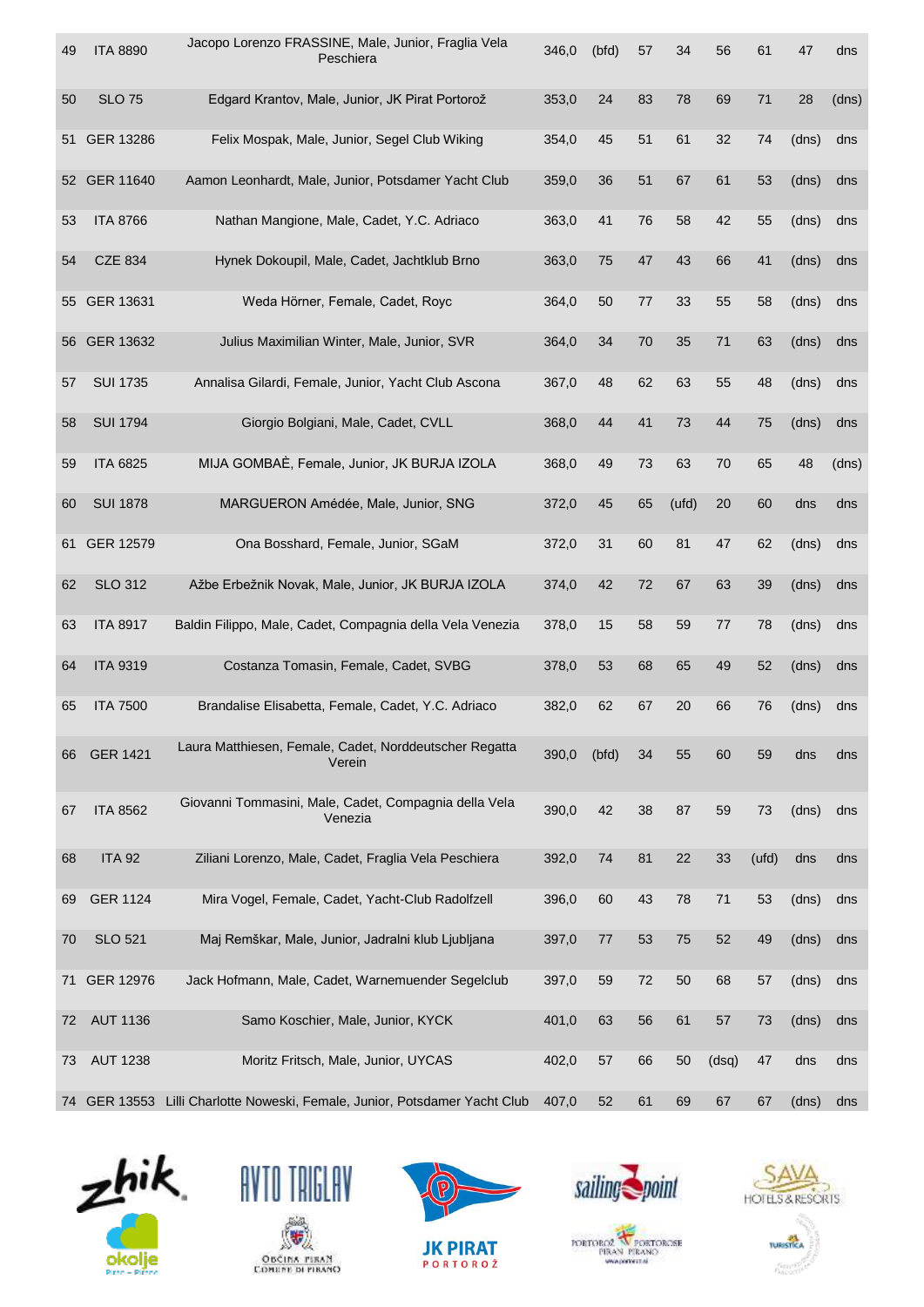| | | | | | | | | | | | |
|---|---|---|---|---|---|---|---|---|---|---|---|
| 49 | ITA 8890 | Jacopo Lorenzo FRASSINE, Male, Junior, Fraglia Vela Peschiera | 346,0 | (bfd) | 57 | 34 | 56 | 61 | 47 | dns |
| 50 | SLO 75 | Edgard Krantov, Male, Junior, JK Pirat Portorož | 353,0 | 24 | 83 | 78 | 69 | 71 | 28 | (dns) |
| 51 | GER 13286 | Felix Mospak, Male, Junior, Segel Club Wiking | 354,0 | 45 | 51 | 61 | 32 | 74 | (dns) | dns |
| 52 | GER 11640 | Aamon Leonhardt, Male, Junior, Potsdamer Yacht Club | 359,0 | 36 | 51 | 67 | 61 | 53 | (dns) | dns |
| 53 | ITA 8766 | Nathan Mangione, Male, Cadet, Y.C. Adriaco | 363,0 | 41 | 76 | 58 | 42 | 55 | (dns) | dns |
| 54 | CZE 834 | Hynek Dokoupil, Male, Cadet, Jachtklub Brno | 363,0 | 75 | 47 | 43 | 66 | 41 | (dns) | dns |
| 55 | GER 13631 | Weda Hörner, Female, Cadet, Royc | 364,0 | 50 | 77 | 33 | 55 | 58 | (dns) | dns |
| 56 | GER 13632 | Julius Maximilian Winter, Male, Junior, SVR | 364,0 | 34 | 70 | 35 | 71 | 63 | (dns) | dns |
| 57 | SUI 1735 | Annalisa Gilardi, Female, Junior, Yacht Club Ascona | 367,0 | 48 | 62 | 63 | 55 | 48 | (dns) | dns |
| 58 | SUI 1794 | Giorgio Bolgiani, Male, Cadet, CVLL | 368,0 | 44 | 41 | 73 | 44 | 75 | (dns) | dns |
| 59 | ITA 6825 | MIJA GOMBAÈ, Female, Junior, JK BURJA IZOLA | 368,0 | 49 | 73 | 63 | 70 | 65 | 48 | (dns) |
| 60 | SUI 1878 | MARGUERON Amédée, Male, Junior, SNG | 372,0 | 45 | 65 | (ufd) | 20 | 60 | dns | dns |
| 61 | GER 12579 | Ona Bosshard, Female, Junior, SGaM | 372,0 | 31 | 60 | 81 | 47 | 62 | (dns) | dns |
| 62 | SLO 312 | Ažbe Erbežnik Novak, Male, Junior, JK BURJA IZOLA | 374,0 | 42 | 72 | 67 | 63 | 39 | (dns) | dns |
| 63 | ITA 8917 | Baldin Filippo, Male, Cadet, Compagnia della Vela Venezia | 378,0 | 15 | 58 | 59 | 77 | 78 | (dns) | dns |
| 64 | ITA 9319 | Costanza Tomasin, Female, Cadet, SVBG | 378,0 | 53 | 68 | 65 | 49 | 52 | (dns) | dns |
| 65 | ITA 7500 | Brandalise Elisabetta, Female, Cadet, Y.C. Adriaco | 382,0 | 62 | 67 | 20 | 66 | 76 | (dns) | dns |
| 66 | GER 1421 | Laura Matthiesen, Female, Cadet, Norddeutscher Regatta Verein | 390,0 | (bfd) | 34 | 55 | 60 | 59 | dns | dns |
| 67 | ITA 8562 | Giovanni Tommasini, Male, Cadet, Compagnia della Vela Venezia | 390,0 | 42 | 38 | 87 | 59 | 73 | (dns) | dns |
| 68 | ITA 92 | Ziliani Lorenzo, Male, Cadet, Fraglia Vela Peschiera | 392,0 | 74 | 81 | 22 | 33 | (ufd) | dns | dns |
| 69 | GER 1124 | Mira Vogel, Female, Cadet, Yacht-Club Radolfzell | 396,0 | 60 | 43 | 78 | 71 | 53 | (dns) | dns |
| 70 | SLO 521 | Maj Remškar, Male, Junior, Jadralni klub Ljubljana | 397,0 | 77 | 53 | 75 | 52 | 49 | (dns) | dns |
| 71 | GER 12976 | Jack Hofmann, Male, Cadet, Warnemuender Segelclub | 397,0 | 59 | 72 | 50 | 68 | 57 | (dns) | dns |
| 72 | AUT 1136 | Samo Koschier, Male, Junior, KYCK | 401,0 | 63 | 56 | 61 | 57 | 73 | (dns) | dns |
| 73 | AUT 1238 | Moritz Fritsch, Male, Junior, UYCAS | 402,0 | 57 | 66 | 50 | (dsq) | 47 | dns | dns |
| 74 | GER 13553 | Lilli Charlotte Noweski, Female, Junior, Potsdamer Yacht Club | 407,0 | 52 | 61 | 69 | 67 | 67 | (dns) | dns |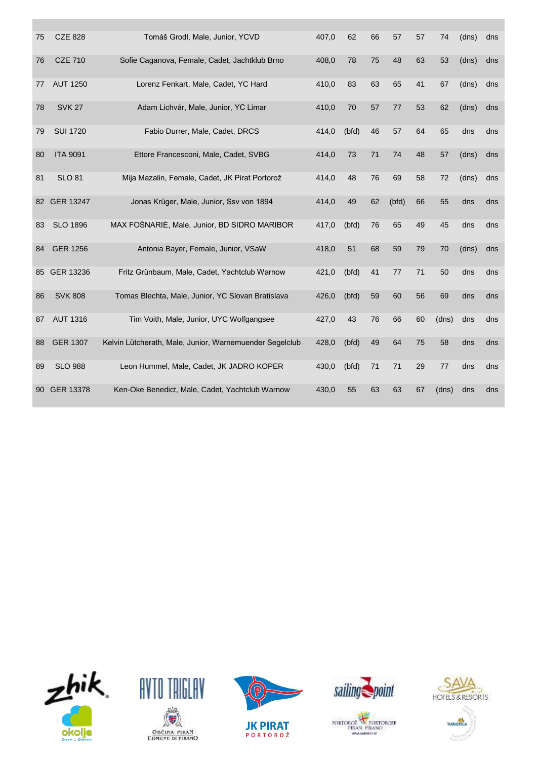| | | | | | | | | | | | |
|---|---|---|---|---|---|---|---|---|---|---|---|
| 75 | CZE 828 | Tomáš Grodl, Male, Junior, YCVD | 407,0 | 62 | 66 | 57 | 57 | 74 | (dns) | dns |
| 76 | CZE 710 | Sofie Caganova, Female, Cadet, Jachtklub Brno | 408,0 | 78 | 75 | 48 | 63 | 53 | (dns) | dns |
| 77 | AUT 1250 | Lorenz Fenkart, Male, Cadet, YC Hard | 410,0 | 83 | 63 | 65 | 41 | 67 | (dns) | dns |
| 78 | SVK 27 | Adam Lichvár, Male, Junior, YC Limar | 410,0 | 70 | 57 | 77 | 53 | 62 | (dns) | dns |
| 79 | SUI 1720 | Fabio Durrer, Male, Cadet, DRCS | 414,0 | (bfd) | 46 | 57 | 64 | 65 | dns | dns |
| 80 | ITA 9091 | Ettore Francesconi, Male, Cadet, SVBG | 414,0 | 73 | 71 | 74 | 48 | 57 | (dns) | dns |
| 81 | SLO 81 | Mija Mazalin, Female, Cadet, JK Pirat Portorož | 414,0 | 48 | 76 | 69 | 58 | 72 | (dns) | dns |
| 82 | GER 13247 | Jonas Krüger, Male, Junior, Ssv von 1894 | 414,0 | 49 | 62 | (bfd) | 66 | 55 | dns | dns |
| 83 | SLO 1896 | MAX FOŠNARIĖ, Male, Junior, BD SIDRO MARIBOR | 417,0 | (bfd) | 76 | 65 | 49 | 45 | dns | dns |
| 84 | GER 1256 | Antonia Bayer, Female, Junior, VSaW | 418,0 | 51 | 68 | 59 | 79 | 70 | (dns) | dns |
| 85 | GER 13236 | Fritz Grünbaum, Male, Cadet, Yachtclub Warnow | 421,0 | (bfd) | 41 | 77 | 71 | 50 | dns | dns |
| 86 | SVK 808 | Tomas Blechta, Male, Junior, YC Slovan Bratislava | 426,0 | (bfd) | 59 | 60 | 56 | 69 | dns | dns |
| 87 | AUT 1316 | Tim Voith, Male, Junior, UYC Wolfgangsee | 427,0 | 43 | 76 | 66 | 60 | (dns) | dns | dns |
| 88 | GER 1307 | Kelvin Lütcherath, Male, Junior, Warnemuender Segelclub | 428,0 | (bfd) | 49 | 64 | 75 | 58 | dns | dns |
| 89 | SLO 988 | Leon Hummel, Male, Cadet, JK JADRO KOPER | 430,0 | (bfd) | 71 | 71 | 29 | 77 | dns | dns |
| 90 | GER 13378 | Ken-Oke Benedict, Male, Cadet, Yachtclub Warnow | 430,0 | 55 | 63 | 63 | 67 | (dns) | dns | dns |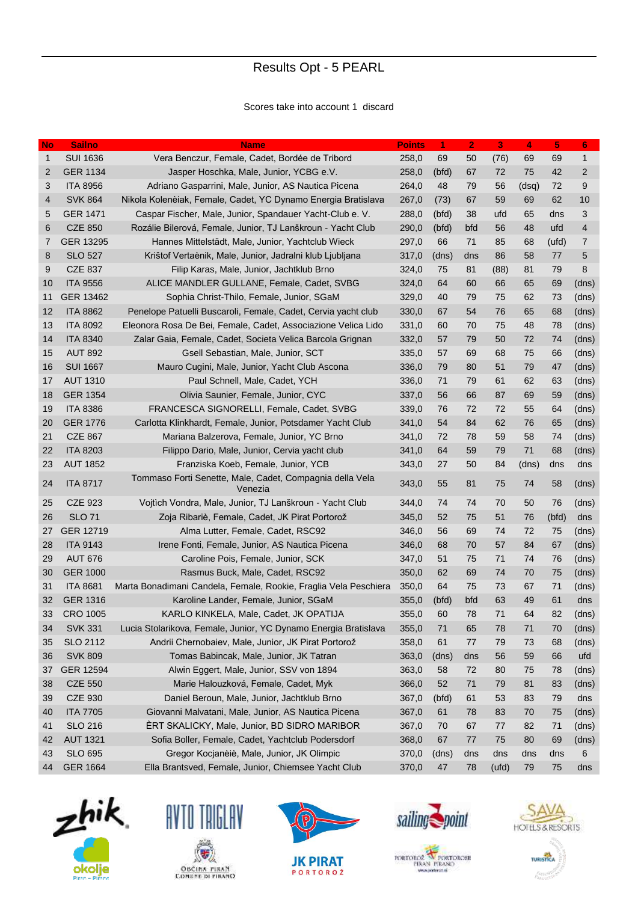# Results Opt - 5 PEARL

Scores take into account 1 discard

| No | Sailno | Name | Points | 1 | 2 | 3 | 4 | 5 | 6 |
|---|---|---|---|---|---|---|---|---|---|
| 1 | SUI 1636 | Vera Benczur, Female, Cadet, Bordée de Tribord | 258,0 | 69 | 50 | (76) | 69 | 69 | 1 |
| 2 | GER 1134 | Jasper Hoschka, Male, Junior, YCBG e.V. | 258,0 | (bfd) | 67 | 72 | 75 | 42 | 2 |
| 3 | ITA 8956 | Adriano Gasparrini, Male, Junior, AS Nautica Picena | 264,0 | 48 | 79 | 56 | (dsq) | 72 | 9 |
| 4 | SVK 864 | Nikola Kolenèiak, Female, Cadet, YC Dynamo Energia Bratislava | 267,0 | (73) | 67 | 59 | 69 | 62 | 10 |
| 5 | GER 1471 | Caspar Fischer, Male, Junior, Spandauer Yacht-Club e. V. | 288,0 | (bfd) | 38 | ufd | 65 | dns | 3 |
| 6 | CZE 850 | Rozálie Bilerová, Female, Junior, TJ Lanškroun - Yacht Club | 290,0 | (bfd) | bfd | 56 | 48 | ufd | 4 |
| 7 | GER 13295 | Hannes Mittelstädt, Male, Junior, Yachtclub Wieck | 297,0 | 66 | 71 | 85 | 68 | (ufd) | 7 |
| 8 | SLO 527 | Krištof Vertaènik, Male, Junior, Jadralni klub Ljubljana | 317,0 | (dns) | dns | 86 | 58 | 77 | 5 |
| 9 | CZE 837 | Filip Karas, Male, Junior, Jachtklub Brno | 324,0 | 75 | 81 | (88) | 81 | 79 | 8 |
| 10 | ITA 9556 | ALICE MANDLER GULLANE, Female, Cadet, SVBG | 324,0 | 64 | 60 | 66 | 65 | 69 | (dns) |
| 11 | GER 13462 | Sophia Christ-Thilo, Female, Junior, SGaM | 329,0 | 40 | 79 | 75 | 62 | 73 | (dns) |
| 12 | ITA 8862 | Penelope Patuelli Buscaroli, Female, Cadet, Cervia yacht club | 330,0 | 67 | 54 | 76 | 65 | 68 | (dns) |
| 13 | ITA 8092 | Eleonora Rosa De Bei, Female, Cadet, Associazione Velica Lido | 331,0 | 60 | 70 | 75 | 48 | 78 | (dns) |
| 14 | ITA 8340 | Zalar Gaia, Female, Cadet, Societa Velica Barcola Grignan | 332,0 | 57 | 79 | 50 | 72 | 74 | (dns) |
| 15 | AUT 892 | Gsell Sebastian, Male, Junior, SCT | 335,0 | 57 | 69 | 68 | 75 | 66 | (dns) |
| 16 | SUI 1667 | Mauro Cugini, Male, Junior, Yacht Club Ascona | 336,0 | 79 | 80 | 51 | 79 | 47 | (dns) |
| 17 | AUT 1310 | Paul Schnell, Male, Cadet, YCH | 336,0 | 71 | 79 | 61 | 62 | 63 | (dns) |
| 18 | GER 1354 | Olivia Saunier, Female, Junior, CYC | 337,0 | 56 | 66 | 87 | 69 | 59 | (dns) |
| 19 | ITA 8386 | FRANCESCA SIGNORELLI, Female, Cadet, SVBG | 339,0 | 76 | 72 | 72 | 55 | 64 | (dns) |
| 20 | GER 1776 | Carlotta Klinkhardt, Female, Junior, Potsdamer Yacht Club | 341,0 | 54 | 84 | 62 | 76 | 65 | (dns) |
| 21 | CZE 867 | Mariana Balzerova, Female, Junior, YC Brno | 341,0 | 72 | 78 | 59 | 58 | 74 | (dns) |
| 22 | ITA 8203 | Filippo Dario, Male, Junior, Cervia yacht club | 341,0 | 64 | 59 | 79 | 71 | 68 | (dns) |
| 23 | AUT 1852 | Franziska Koeb, Female, Junior, YCB | 343,0 | 27 | 50 | 84 | (dns) | dns | dns |
| 24 | ITA 8717 | Tommaso Forti Senette, Male, Cadet, Compagnia della Vela Venezia | 343,0 | 55 | 81 | 75 | 74 | 58 | (dns) |
| 25 | CZE 923 | Vojtìch Vondra, Male, Junior, TJ Lanškroun - Yacht Club | 344,0 | 74 | 74 | 70 | 50 | 76 | (dns) |
| 26 | SLO 71 | Zoja Ribariè, Female, Cadet, JK Pirat Portorož | 345,0 | 52 | 75 | 51 | 76 | (bfd) | dns |
| 27 | GER 12719 | Alma Lutter, Female, Cadet, RSC92 | 346,0 | 56 | 69 | 74 | 72 | 75 | (dns) |
| 28 | ITA 9143 | Irene Fonti, Female, Junior, AS Nautica Picena | 346,0 | 68 | 70 | 57 | 84 | 67 | (dns) |
| 29 | AUT 676 | Caroline Pois, Female, Junior, SCK | 347,0 | 51 | 75 | 71 | 74 | 76 | (dns) |
| 30 | GER 1000 | Rasmus Buck, Male, Cadet, RSC92 | 350,0 | 62 | 69 | 74 | 70 | 75 | (dns) |
| 31 | ITA 8681 | Marta Bonadimani Candela, Female, Rookie, Fraglia Vela Peschiera | 350,0 | 64 | 75 | 73 | 67 | 71 | (dns) |
| 32 | GER 1316 | Karoline Lander, Female, Junior, SGaM | 355,0 | (bfd) | bfd | 63 | 49 | 61 | dns |
| 33 | CRO 1005 | KARLO KINKELA, Male, Cadet, JK OPATIJA | 355,0 | 60 | 78 | 71 | 64 | 82 | (dns) |
| 34 | SVK 331 | Lucia Stolarikova, Female, Junior, YC Dynamo Energia Bratislava | 355,0 | 71 | 65 | 78 | 71 | 70 | (dns) |
| 35 | SLO 2112 | Andrii Chernobaiev, Male, Junior, JK Pirat Portorož | 358,0 | 61 | 77 | 79 | 73 | 68 | (dns) |
| 36 | SVK 809 | Tomas Babincak, Male, Junior, JK Tatran | 363,0 | (dns) | dns | 56 | 59 | 66 | ufd |
| 37 | GER 12594 | Alwin Eggert, Male, Junior, SSV von 1894 | 363,0 | 58 | 72 | 80 | 75 | 78 | (dns) |
| 38 | CZE 550 | Marie Halouzková, Female, Cadet, Myk | 366,0 | 52 | 71 | 79 | 81 | 83 | (dns) |
| 39 | CZE 930 | Daniel Beroun, Male, Junior, Jachtklub Brno | 367,0 | (bfd) | 61 | 53 | 83 | 79 | dns |
| 40 | ITA 7705 | Giovanni Malvatani, Male, Junior, AS Nautica Picena | 367,0 | 61 | 78 | 83 | 70 | 75 | (dns) |
| 41 | SLO 216 | ÈRT SKALICKY, Male, Junior, BD SIDRO MARIBOR | 367,0 | 70 | 67 | 77 | 82 | 71 | (dns) |
| 42 | AUT 1321 | Sofia Boller, Female, Cadet, Yachtclub Podersdorf | 368,0 | 67 | 77 | 75 | 80 | 69 | (dns) |
| 43 | SLO 695 | Gregor Kocjanèiè, Male, Junior, JK Olimpic | 370,0 | (dns) | dns | dns | dns | dns | 6 |
| 44 | GER 1664 | Ella Brantsved, Female, Junior, Chiemsee Yacht Club | 370,0 | 47 | 78 | (ufd) | 79 | 75 | dns |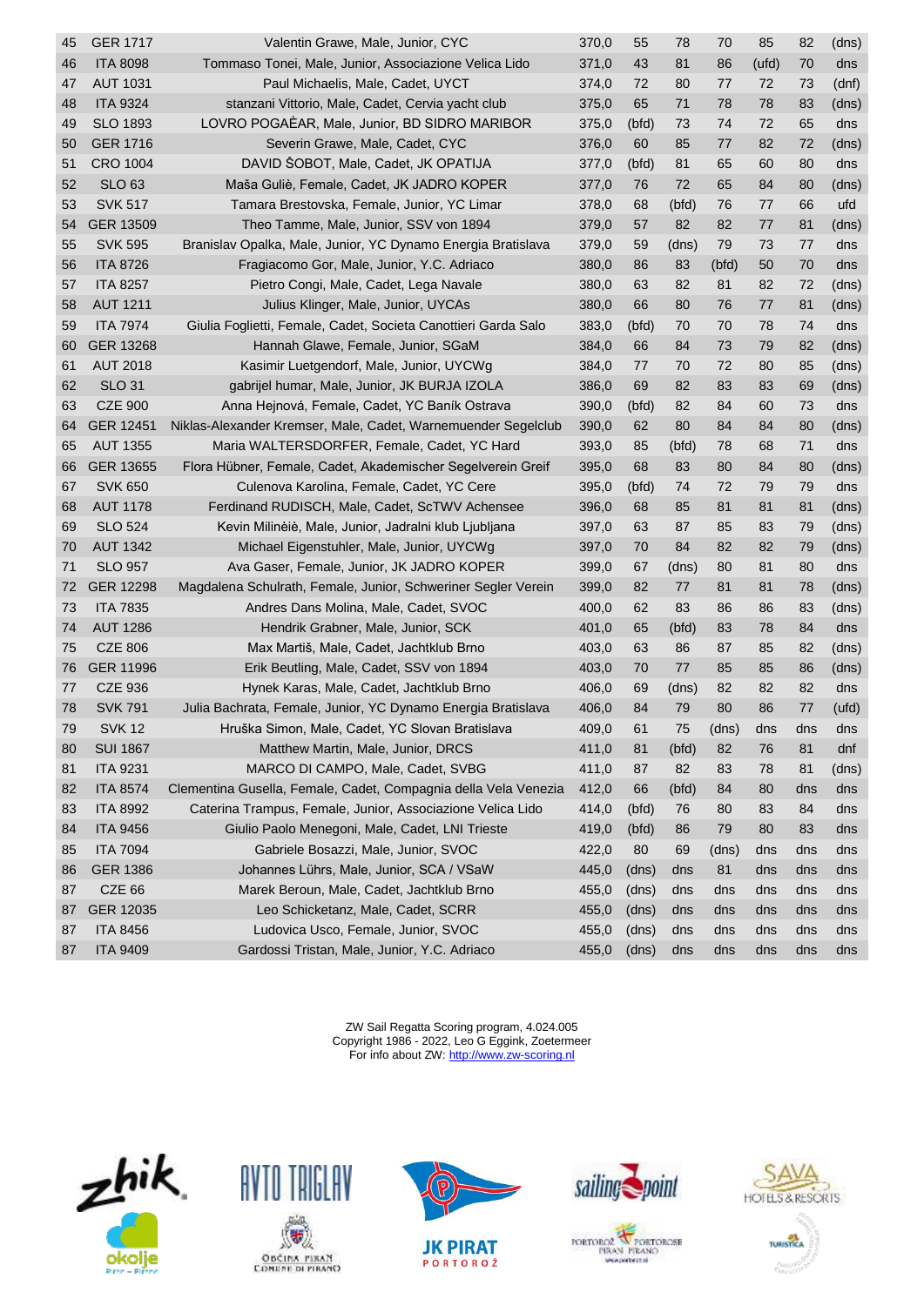| | | | | | | | | | |
|---|---|---|---|---|---|---|---|---|---|
| 45 | GER 1717 | Valentin Grawe, Male, Junior, CYC | 370,0 | 55 | 78 | 70 | 85 | 82 | (dns) |
| 46 | ITA 8098 | Tommaso Tonei, Male, Junior, Associazione Velica Lido | 371,0 | 43 | 81 | 86 | (ufd) | 70 | dns |
| 47 | AUT 1031 | Paul Michaelis, Male, Cadet, UYCT | 374,0 | 72 | 80 | 77 | 72 | 73 | (dnf) |
| 48 | ITA 9324 | stanzani Vittorio, Male, Cadet, Cervia yacht club | 375,0 | 65 | 71 | 78 | 78 | 83 | (dns) |
| 49 | SLO 1893 | LOVRO POGAÈAR, Male, Junior, BD SIDRO MARIBOR | 375,0 | (bfd) | 73 | 74 | 72 | 65 | dns |
| 50 | GER 1716 | Severin Grawe, Male, Cadet, CYC | 376,0 | 60 | 85 | 77 | 82 | 72 | (dns) |
| 51 | CRO 1004 | DAVID ŠOBOT, Male, Cadet, JK OPATIJA | 377,0 | (bfd) | 81 | 65 | 60 | 80 | dns |
| 52 | SLO 63 | Maša Guliè, Female, Cadet, JK JADRO KOPER | 377,0 | 76 | 72 | 65 | 84 | 80 | (dns) |
| 53 | SVK 517 | Tamara Brestovska, Female, Junior, YC Limar | 378,0 | 68 | (bfd) | 76 | 77 | 66 | ufd |
| 54 | GER 13509 | Theo Tamme, Male, Junior, SSV von 1894 | 379,0 | 57 | 82 | 82 | 77 | 81 | (dns) |
| 55 | SVK 595 | Branislav Opalka, Male, Junior, YC Dynamo Energia Bratislava | 379,0 | 59 | (dns) | 79 | 73 | 77 | dns |
| 56 | ITA 8726 | Fragiacomo Gor, Male, Junior, Y.C. Adriaco | 380,0 | 86 | 83 | (bfd) | 50 | 70 | dns |
| 57 | ITA 8257 | Pietro Congi, Male, Cadet, Lega Navale | 380,0 | 63 | 82 | 81 | 82 | 72 | (dns) |
| 58 | AUT 1211 | Julius Klinger, Male, Junior, UYCAs | 380,0 | 66 | 80 | 76 | 77 | 81 | (dns) |
| 59 | ITA 7974 | Giulia Foglietti, Female, Cadet, Societa Canottieri Garda Salo | 383,0 | (bfd) | 70 | 70 | 78 | 74 | dns |
| 60 | GER 13268 | Hannah Glawe, Female, Junior, SGaM | 384,0 | 66 | 84 | 73 | 79 | 82 | (dns) |
| 61 | AUT 2018 | Kasimir Luetgendorf, Male, Junior, UYCWg | 384,0 | 77 | 70 | 72 | 80 | 85 | (dns) |
| 62 | SLO 31 | gabrijel humar, Male, Junior, JK BURJA IZOLA | 386,0 | 69 | 82 | 83 | 83 | 69 | (dns) |
| 63 | CZE 900 | Anna Hejnová, Female, Cadet, YC Baník Ostrava | 390,0 | (bfd) | 82 | 84 | 60 | 73 | dns |
| 64 | GER 12451 | Niklas-Alexander Kremser, Male, Cadet, Warnemuender Segelclub | 390,0 | 62 | 80 | 84 | 84 | 80 | (dns) |
| 65 | AUT 1355 | Maria WALTERSDORFER, Female, Cadet, YC Hard | 393,0 | 85 | (bfd) | 78 | 68 | 71 | dns |
| 66 | GER 13655 | Flora Hübner, Female, Cadet, Akademischer Segelverein Greif | 395,0 | 68 | 83 | 80 | 84 | 80 | (dns) |
| 67 | SVK 650 | Culenova Karolina, Female, Cadet, YC Cere | 395,0 | (bfd) | 74 | 72 | 79 | 79 | dns |
| 68 | AUT 1178 | Ferdinand RUDISCH, Male, Cadet, ScTWV Achensee | 396,0 | 68 | 85 | 81 | 81 | 81 | (dns) |
| 69 | SLO 524 | Kevin Milinèiè, Male, Junior, Jadralni klub Ljubljana | 397,0 | 63 | 87 | 85 | 83 | 79 | (dns) |
| 70 | AUT 1342 | Michael Eigenstuhler, Male, Junior, UYCWg | 397,0 | 70 | 84 | 82 | 82 | 79 | (dns) |
| 71 | SLO 957 | Ava Gaser, Female, Junior, JK JADRO KOPER | 399,0 | 67 | (dns) | 80 | 81 | 80 | dns |
| 72 | GER 12298 | Magdalena Schulrath, Female, Junior, Schweriner Segler Verein | 399,0 | 82 | 77 | 81 | 81 | 78 | (dns) |
| 73 | ITA 7835 | Andres Dans Molina, Male, Cadet, SVOC | 400,0 | 62 | 83 | 86 | 86 | 83 | (dns) |
| 74 | AUT 1286 | Hendrik Grabner, Male, Junior, SCK | 401,0 | 65 | (bfd) | 83 | 78 | 84 | dns |
| 75 | CZE 806 | Max Martiš, Male, Cadet, Jachtklub Brno | 403,0 | 63 | 86 | 87 | 85 | 82 | (dns) |
| 76 | GER 11996 | Erik Beutling, Male, Cadet, SSV von 1894 | 403,0 | 70 | 77 | 85 | 85 | 86 | (dns) |
| 77 | CZE 936 | Hynek Karas, Male, Cadet, Jachtklub Brno | 406,0 | 69 | (dns) | 82 | 82 | 82 | dns |
| 78 | SVK 791 | Julia Bachrata, Female, Junior, YC Dynamo Energia Bratislava | 406,0 | 84 | 79 | 80 | 86 | 77 | (ufd) |
| 79 | SVK 12 | Hruška Simon, Male, Cadet, YC Slovan Bratislava | 409,0 | 61 | 75 | (dns) | dns | dns | dns |
| 80 | SUI 1867 | Matthew Martin, Male, Junior, DRCS | 411,0 | 81 | (bfd) | 82 | 76 | 81 | dnf |
| 81 | ITA 9231 | MARCO DI CAMPO, Male, Cadet, SVBG | 411,0 | 87 | 82 | 83 | 78 | 81 | (dns) |
| 82 | ITA 8574 | Clementina Gusella, Female, Cadet, Compagnia della Vela Venezia | 412,0 | 66 | (bfd) | 84 | 80 | dns | dns |
| 83 | ITA 8992 | Caterina Trampus, Female, Junior, Associazione Velica Lido | 414,0 | (bfd) | 76 | 80 | 83 | 84 | dns |
| 84 | ITA 9456 | Giulio Paolo Menegoni, Male, Cadet, LNI Trieste | 419,0 | (bfd) | 86 | 79 | 80 | 83 | dns |
| 85 | ITA 7094 | Gabriele Bosazzi, Male, Junior, SVOC | 422,0 | 80 | 69 | (dns) | dns | dns | dns |
| 86 | GER 1386 | Johannes Lührs, Male, Junior, SCA / VSaW | 445,0 | (dns) | dns | 81 | dns | dns | dns |
| 87 | CZE 66 | Marek Beroun, Male, Cadet, Jachtklub Brno | 455,0 | (dns) | dns | dns | dns | dns | dns |
| 87 | GER 12035 | Leo Schicketanz, Male, Cadet, SCRR | 455,0 | (dns) | dns | dns | dns | dns | dns |
| 87 | ITA 8456 | Ludovica Usco, Female, Junior, SVOC | 455,0 | (dns) | dns | dns | dns | dns | dns |
| 87 | ITA 9409 | Gardossi Tristan, Male, Junior, Y.C. Adriaco | 455,0 | (dns) | dns | dns | dns | dns | dns |

ZW Sail Regatta Scoring program, 4.024.005
Copyright 1986 - 2022, Leo G Eggink, Zoetermeer
For info about ZW: http://www.zw-scoring.nl